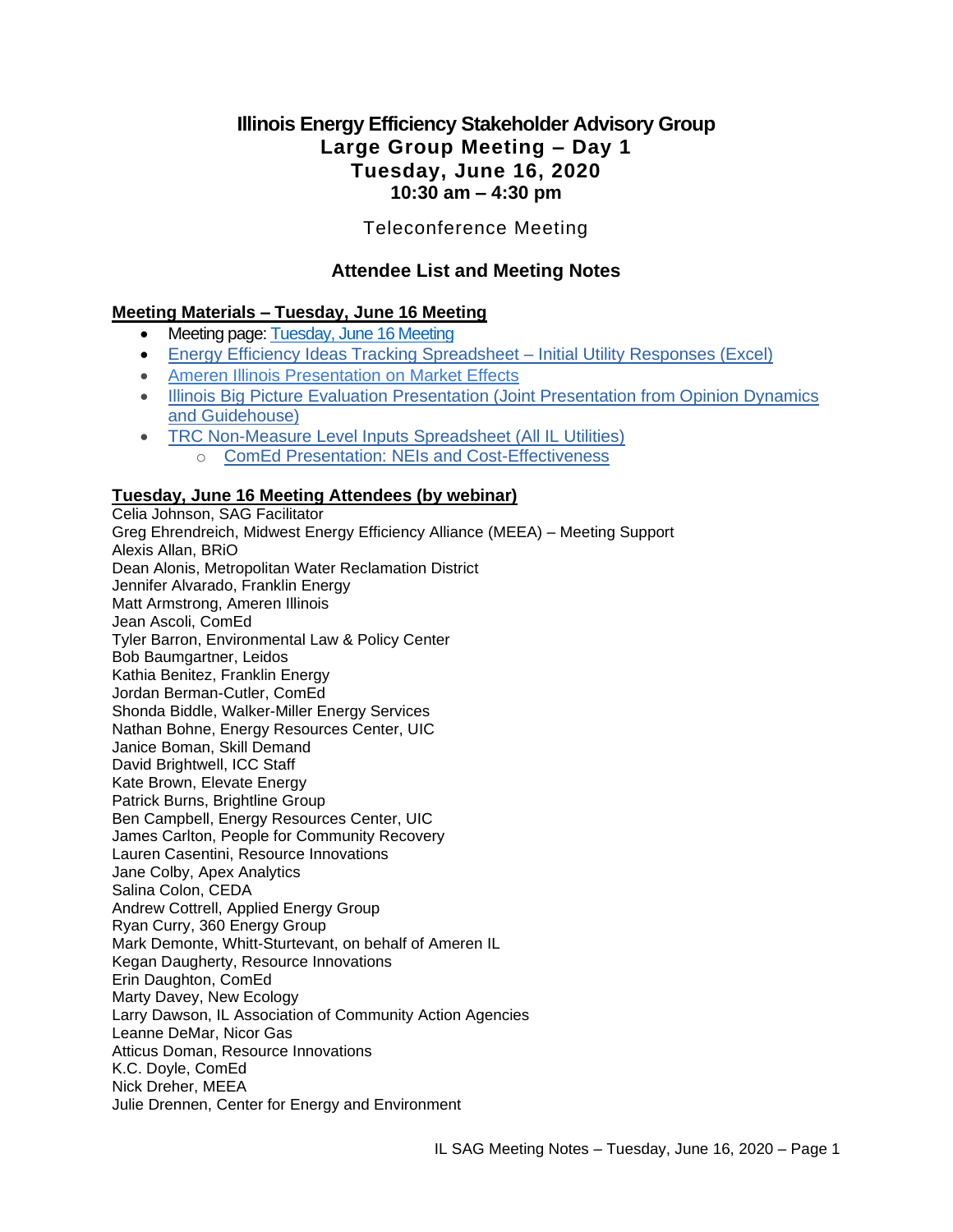# Illinois Energy Efficiency Stakeholder Advisory Group
## Large Group Meeting – Day 1
## Tuesday, June 16, 2020
### 10:30 am – 4:30 pm

Teleconference Meeting

### Attendee List and Meeting Notes

**Meeting Materials – Tuesday, June 16 Meeting**

- Meeting page: Tuesday, June 16 Meeting
- Energy Efficiency Ideas Tracking Spreadsheet – Initial Utility Responses (Excel)
- Ameren Illinois Presentation on Market Effects
- Illinois Big Picture Evaluation Presentation (Joint Presentation from Opinion Dynamics and Guidehouse)
- TRC Non-Measure Level Inputs Spreadsheet (All IL Utilities)
  - ComEd Presentation: NEIs and Cost-Effectiveness

**Tuesday, June 16 Meeting Attendees (by webinar)**

Celia Johnson, SAG Facilitator
Greg Ehrendreich, Midwest Energy Efficiency Alliance (MEEA) – Meeting Support
Alexis Allan, BRiO
Dean Alonis, Metropolitan Water Reclamation District
Jennifer Alvarado, Franklin Energy
Matt Armstrong, Ameren Illinois
Jean Ascoli, ComEd
Tyler Barron, Environmental Law & Policy Center
Bob Baumgartner, Leidos
Kathia Benitez, Franklin Energy
Jordan Berman-Cutler, ComEd
Shonda Biddle, Walker-Miller Energy Services
Nathan Bohne, Energy Resources Center, UIC
Janice Boman, Skill Demand
David Brightwell, ICC Staff
Kate Brown, Elevate Energy
Patrick Burns, Brightline Group
Ben Campbell, Energy Resources Center, UIC
James Carlton, People for Community Recovery
Lauren Casentini, Resource Innovations
Jane Colby, Apex Analytics
Salina Colon, CEDA
Andrew Cottrell, Applied Energy Group
Ryan Curry, 360 Energy Group
Mark Demonte, Whitt-Sturtevant, on behalf of Ameren IL
Kegan Daugherty, Resource Innovations
Erin Daughton, ComEd
Marty Davey, New Ecology
Larry Dawson, IL Association of Community Action Agencies
Leanne DeMar, Nicor Gas
Atticus Doman, Resource Innovations
K.C. Doyle, ComEd
Nick Dreher, MEEA
Julie Drennen, Center for Energy and Environment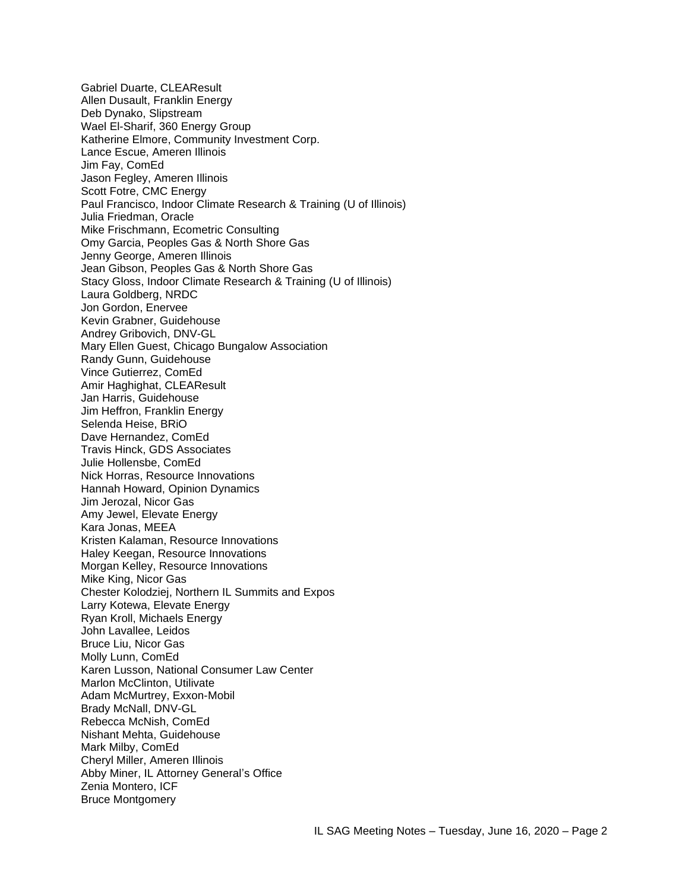Gabriel Duarte, CLEAResult
Allen Dusault, Franklin Energy
Deb Dynako, Slipstream
Wael El-Sharif, 360 Energy Group
Katherine Elmore, Community Investment Corp.
Lance Escue, Ameren Illinois
Jim Fay, ComEd
Jason Fegley, Ameren Illinois
Scott Fotre, CMC Energy
Paul Francisco, Indoor Climate Research & Training (U of Illinois)
Julia Friedman, Oracle
Mike Frischmann, Ecometric Consulting
Omy Garcia, Peoples Gas & North Shore Gas
Jenny George, Ameren Illinois
Jean Gibson, Peoples Gas & North Shore Gas
Stacy Gloss, Indoor Climate Research & Training (U of Illinois)
Laura Goldberg, NRDC
Jon Gordon, Enervee
Kevin Grabner, Guidehouse
Andrey Gribovich, DNV-GL
Mary Ellen Guest, Chicago Bungalow Association
Randy Gunn, Guidehouse
Vince Gutierrez, ComEd
Amir Haghighat, CLEAResult
Jan Harris, Guidehouse
Jim Heffron, Franklin Energy
Selenda Heise, BRiO
Dave Hernandez, ComEd
Travis Hinck, GDS Associates
Julie Hollensbe, ComEd
Nick Horras, Resource Innovations
Hannah Howard, Opinion Dynamics
Jim Jerozal, Nicor Gas
Amy Jewel, Elevate Energy
Kara Jonas, MEEA
Kristen Kalaman, Resource Innovations
Haley Keegan, Resource Innovations
Morgan Kelley, Resource Innovations
Mike King, Nicor Gas
Chester Kolodziej, Northern IL Summits and Expos
Larry Kotewa, Elevate Energy
Ryan Kroll, Michaels Energy
John Lavallee, Leidos
Bruce Liu, Nicor Gas
Molly Lunn, ComEd
Karen Lusson, National Consumer Law Center
Marlon McClinton, Utilivate
Adam McMurtrey, Exxon-Mobil
Brady McNall, DNV-GL
Rebecca McNish, ComEd
Nishant Mehta, Guidehouse
Mark Milby, ComEd
Cheryl Miller, Ameren Illinois
Abby Miner, IL Attorney General's Office
Zenia Montero, ICF
Bruce Montgomery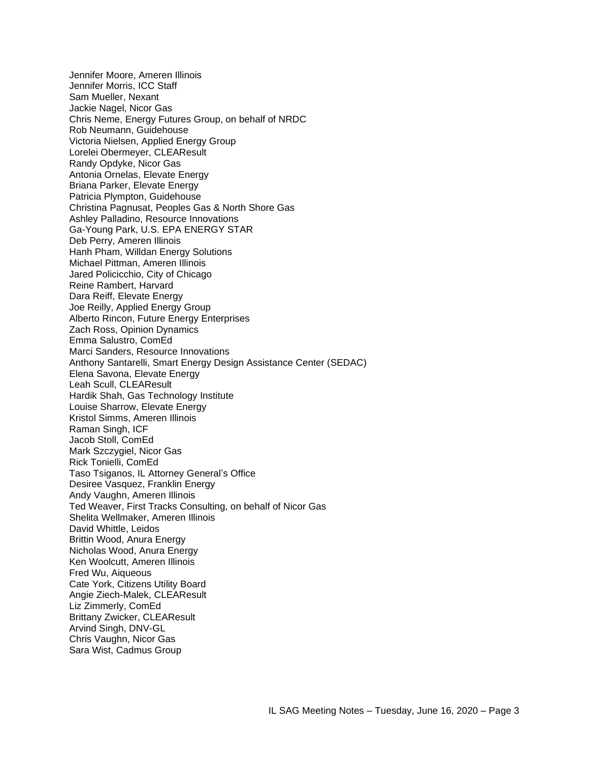Jennifer Moore, Ameren Illinois
Jennifer Morris, ICC Staff
Sam Mueller, Nexant
Jackie Nagel, Nicor Gas
Chris Neme, Energy Futures Group, on behalf of NRDC
Rob Neumann, Guidehouse
Victoria Nielsen, Applied Energy Group
Lorelei Obermeyer, CLEAResult
Randy Opdyke, Nicor Gas
Antonia Ornelas, Elevate Energy
Briana Parker, Elevate Energy
Patricia Plympton, Guidehouse
Christina Pagnusat, Peoples Gas & North Shore Gas
Ashley Palladino, Resource Innovations
Ga-Young Park, U.S. EPA ENERGY STAR
Deb Perry, Ameren Illinois
Hanh Pham, Willdan Energy Solutions
Michael Pittman, Ameren Illinois
Jared Policicchio, City of Chicago
Reine Rambert, Harvard
Dara Reiff, Elevate Energy
Joe Reilly, Applied Energy Group
Alberto Rincon, Future Energy Enterprises
Zach Ross, Opinion Dynamics
Emma Salustro, ComEd
Marci Sanders, Resource Innovations
Anthony Santarelli, Smart Energy Design Assistance Center (SEDAC)
Elena Savona, Elevate Energy
Leah Scull, CLEAResult
Hardik Shah, Gas Technology Institute
Louise Sharrow, Elevate Energy
Kristol Simms, Ameren Illinois
Raman Singh, ICF
Jacob Stoll, ComEd
Mark Szczygiel, Nicor Gas
Rick Tonielli, ComEd
Taso Tsiganos, IL Attorney General's Office
Desiree Vasquez, Franklin Energy
Andy Vaughn, Ameren Illinois
Ted Weaver, First Tracks Consulting, on behalf of Nicor Gas
Shelita Wellmaker, Ameren Illinois
David Whittle, Leidos
Brittin Wood, Anura Energy
Nicholas Wood, Anura Energy
Ken Woolcutt, Ameren Illinois
Fred Wu, Aiqueous
Cate York, Citizens Utility Board
Angie Ziech-Malek, CLEAResult
Liz Zimmerly, ComEd
Brittany Zwicker, CLEAResult
Arvind Singh, DNV-GL
Chris Vaughn, Nicor Gas
Sara Wist, Cadmus Group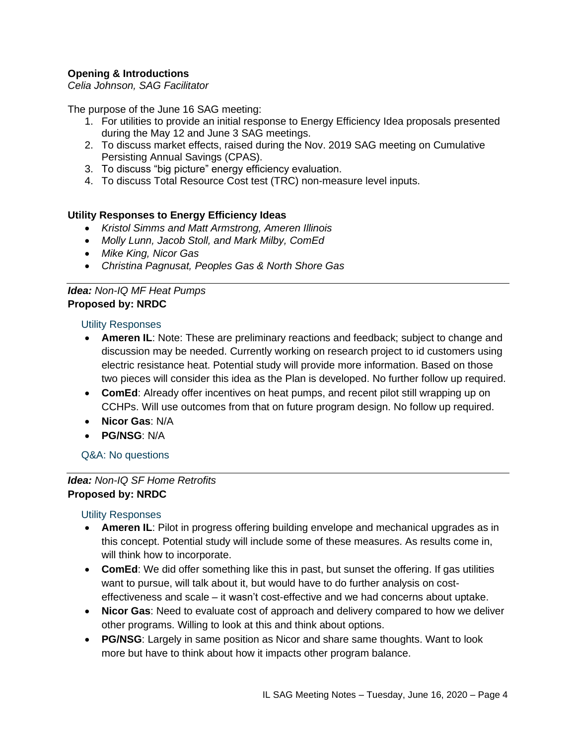**Opening & Introductions**
*Celia Johnson, SAG Facilitator*

The purpose of the June 16 SAG meeting:

1. For utilities to provide an initial response to Energy Efficiency Idea proposals presented during the May 12 and June 3 SAG meetings.
2. To discuss market effects, raised during the Nov. 2019 SAG meeting on Cumulative Persisting Annual Savings (CPAS).
3. To discuss "big picture" energy efficiency evaluation.
4. To discuss Total Resource Cost test (TRC) non-measure level inputs.

**Utility Responses to Energy Efficiency Ideas**

- *Kristol Simms and Matt Armstrong, Ameren Illinois*
- *Molly Lunn, Jacob Stoll, and Mark Milby, ComEd*
- *Mike King, Nicor Gas*
- *Christina Pagnusat, Peoples Gas & North Shore Gas*

---

***Idea:*** *Non-IQ MF Heat Pumps*
**Proposed by: NRDC**

Utility Responses

- **Ameren IL**: Note: These are preliminary reactions and feedback; subject to change and discussion may be needed. Currently working on research project to id customers using electric resistance heat. Potential study will provide more information. Based on those two pieces will consider this idea as the Plan is developed. No further follow up required.
- **ComEd**: Already offer incentives on heat pumps, and recent pilot still wrapping up on CCHPs. Will use outcomes from that on future program design. No follow up required.
- **Nicor Gas**: N/A
- **PG/NSG**: N/A

Q&A: No questions

---

***Idea:*** *Non-IQ SF Home Retrofits*
**Proposed by: NRDC**

Utility Responses

- **Ameren IL**: Pilot in progress offering building envelope and mechanical upgrades as in this concept. Potential study will include some of these measures. As results come in, will think how to incorporate.
- **ComEd**: We did offer something like this in past, but sunset the offering. If gas utilities want to pursue, will talk about it, but would have to do further analysis on cost-effectiveness and scale – it wasn't cost-effective and we had concerns about uptake.
- **Nicor Gas**: Need to evaluate cost of approach and delivery compared to how we deliver other programs. Willing to look at this and think about options.
- **PG/NSG**: Largely in same position as Nicor and share same thoughts. Want to look more but have to think about how it impacts other program balance.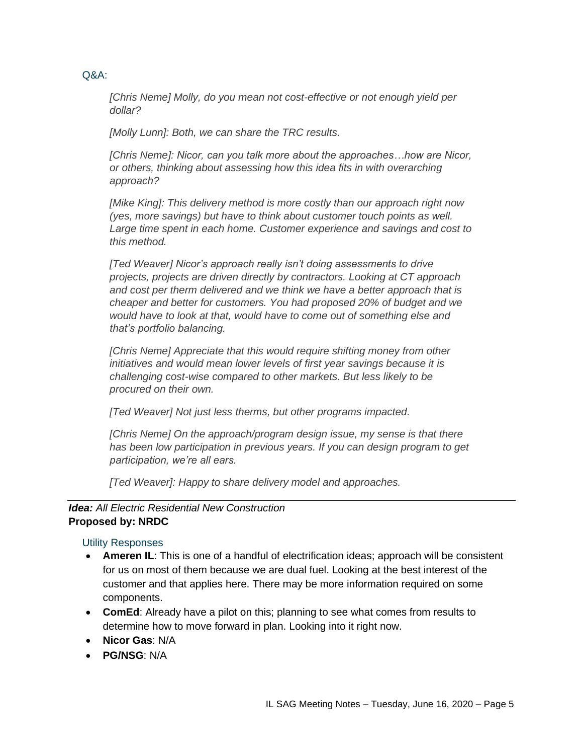Q&A:

*[Chris Neme] Molly, do you mean not cost-effective or not enough yield per dollar?*

*[Molly Lunn]: Both, we can share the TRC results.*

*[Chris Neme]: Nicor, can you talk more about the approaches…how are Nicor, or others, thinking about assessing how this idea fits in with overarching approach?*

*[Mike King]: This delivery method is more costly than our approach right now (yes, more savings) but have to think about customer touch points as well. Large time spent in each home. Customer experience and savings and cost to this method.*

*[Ted Weaver] Nicor's approach really isn't doing assessments to drive projects, projects are driven directly by contractors. Looking at CT approach and cost per therm delivered and we think we have a better approach that is cheaper and better for customers. You had proposed 20% of budget and we would have to look at that, would have to come out of something else and that's portfolio balancing.*

*[Chris Neme] Appreciate that this would require shifting money from other initiatives and would mean lower levels of first year savings because it is challenging cost-wise compared to other markets. But less likely to be procured on their own.*

*[Ted Weaver] Not just less therms, but other programs impacted.*

*[Chris Neme] On the approach/program design issue, my sense is that there has been low participation in previous years. If you can design program to get participation, we're all ears.*

*[Ted Weaver]: Happy to share delivery model and approaches.*

---

***Idea:*** *All Electric Residential New Construction*
**Proposed by: NRDC**

Utility Responses

- **Ameren IL**: This is one of a handful of electrification ideas; approach will be consistent for us on most of them because we are dual fuel. Looking at the best interest of the customer and that applies here. There may be more information required on some components.
- **ComEd**: Already have a pilot on this; planning to see what comes from results to determine how to move forward in plan. Looking into it right now.
- **Nicor Gas**: N/A
- **PG/NSG**: N/A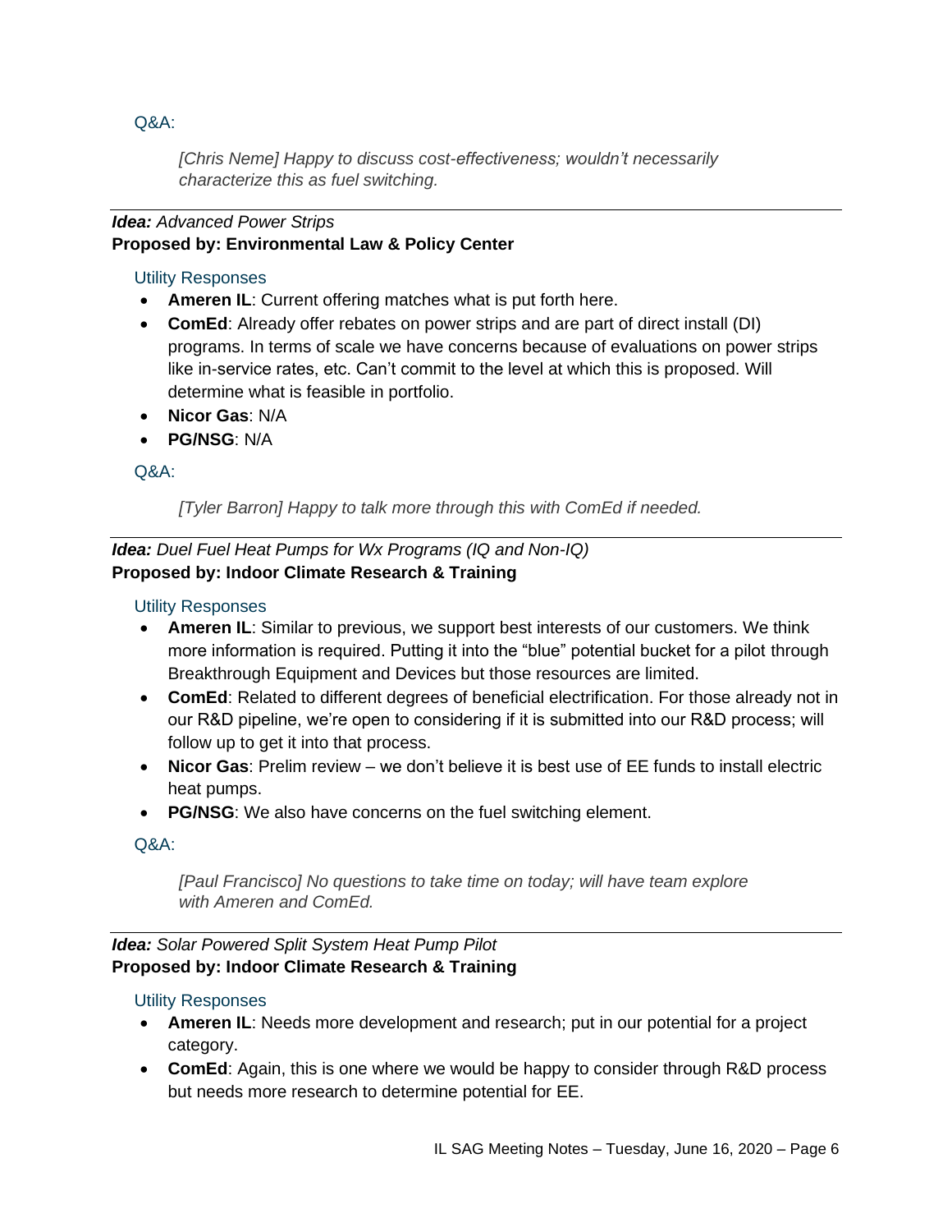Q&A:

> *[Chris Neme] Happy to discuss cost-effectiveness; wouldn't necessarily characterize this as fuel switching.*

---

***Idea:*** *Advanced Power Strips*
**Proposed by: Environmental Law & Policy Center**

Utility Responses

- **Ameren IL**: Current offering matches what is put forth here.
- **ComEd**: Already offer rebates on power strips and are part of direct install (DI) programs. In terms of scale we have concerns because of evaluations on power strips like in-service rates, etc. Can't commit to the level at which this is proposed. Will determine what is feasible in portfolio.
- **Nicor Gas**: N/A
- **PG/NSG**: N/A

Q&A:

> *[Tyler Barron] Happy to talk more through this with ComEd if needed.*

---

***Idea:*** *Duel Fuel Heat Pumps for Wx Programs (IQ and Non-IQ)*
**Proposed by: Indoor Climate Research & Training**

Utility Responses

- **Ameren IL**: Similar to previous, we support best interests of our customers. We think more information is required. Putting it into the "blue" potential bucket for a pilot through Breakthrough Equipment and Devices but those resources are limited.
- **ComEd**: Related to different degrees of beneficial electrification. For those already not in our R&D pipeline, we're open to considering if it is submitted into our R&D process; will follow up to get it into that process.
- **Nicor Gas**: Prelim review – we don't believe it is best use of EE funds to install electric heat pumps.
- **PG/NSG**: We also have concerns on the fuel switching element.

Q&A:

> *[Paul Francisco] No questions to take time on today; will have team explore with Ameren and ComEd.*

---

***Idea:*** *Solar Powered Split System Heat Pump Pilot*
**Proposed by: Indoor Climate Research & Training**

Utility Responses

- **Ameren IL**: Needs more development and research; put in our potential for a project category.
- **ComEd**: Again, this is one where we would be happy to consider through R&D process but needs more research to determine potential for EE.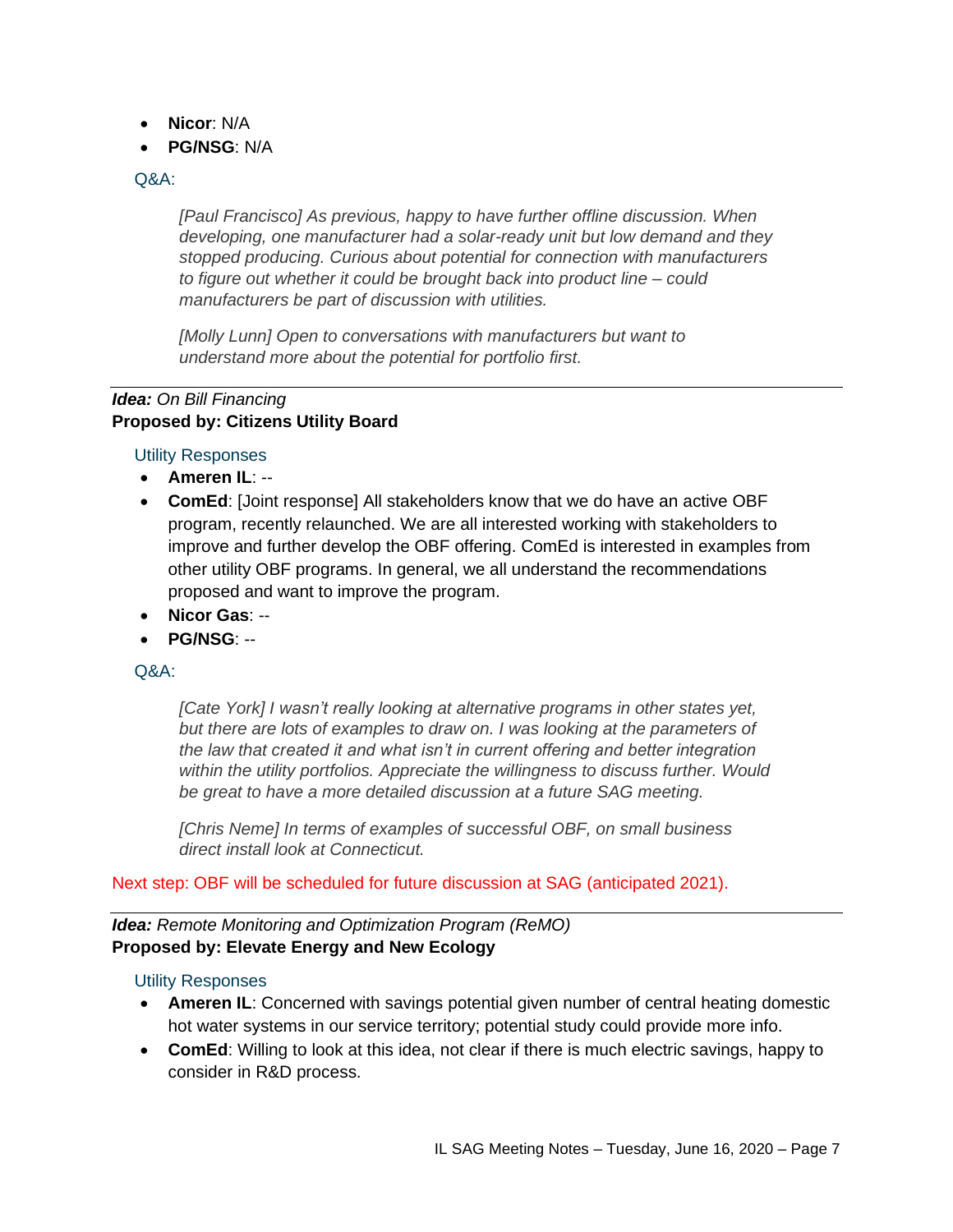- **Nicor**: N/A
- **PG/NSG**: N/A

Q&A:

> *[Paul Francisco] As previous, happy to have further offline discussion. When developing, one manufacturer had a solar-ready unit but low demand and they stopped producing. Curious about potential for connection with manufacturers to figure out whether it could be brought back into product line – could manufacturers be part of discussion with utilities.*
>
> *[Molly Lunn] Open to conversations with manufacturers but want to understand more about the potential for portfolio first.*

---

***Idea:*** *On Bill Financing*
**Proposed by: Citizens Utility Board**

Utility Responses

- **Ameren IL**: --
- **ComEd**: [Joint response] All stakeholders know that we do have an active OBF program, recently relaunched. We are all interested working with stakeholders to improve and further develop the OBF offering. ComEd is interested in examples from other utility OBF programs. In general, we all understand the recommendations proposed and want to improve the program.
- **Nicor Gas**: --
- **PG/NSG**: --

Q&A:

> *[Cate York] I wasn't really looking at alternative programs in other states yet, but there are lots of examples to draw on. I was looking at the parameters of the law that created it and what isn't in current offering and better integration within the utility portfolios. Appreciate the willingness to discuss further. Would be great to have a more detailed discussion at a future SAG meeting.*
>
> *[Chris Neme] In terms of examples of successful OBF, on small business direct install look at Connecticut.*

Next step: OBF will be scheduled for future discussion at SAG (anticipated 2021).

---

***Idea:*** *Remote Monitoring and Optimization Program (ReMO)*
**Proposed by: Elevate Energy and New Ecology**

Utility Responses

- **Ameren IL**: Concerned with savings potential given number of central heating domestic hot water systems in our service territory; potential study could provide more info.
- **ComEd**: Willing to look at this idea, not clear if there is much electric savings, happy to consider in R&D process.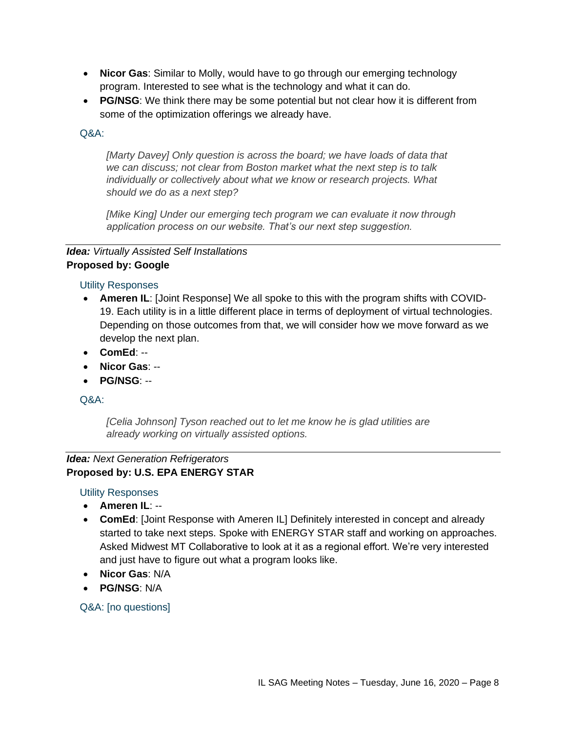- **Nicor Gas**: Similar to Molly, would have to go through our emerging technology program. Interested to see what is the technology and what it can do.
- **PG/NSG**: We think there may be some potential but not clear how it is different from some of the optimization offerings we already have.

Q&A:

*[Marty Davey] Only question is across the board; we have loads of data that we can discuss; not clear from Boston market what the next step is to talk individually or collectively about what we know or research projects. What should we do as a next step?*

*[Mike King] Under our emerging tech program we can evaluate it now through application process on our website. That's our next step suggestion.*

---

***Idea:*** *Virtually Assisted Self Installations*
**Proposed by: Google**

Utility Responses

- **Ameren IL**: [Joint Response] We all spoke to this with the program shifts with COVID-19. Each utility is in a little different place in terms of deployment of virtual technologies. Depending on those outcomes from that, we will consider how we move forward as we develop the next plan.
- **ComEd**: --
- **Nicor Gas**: --
- **PG/NSG**: --

Q&A:

*[Celia Johnson] Tyson reached out to let me know he is glad utilities are already working on virtually assisted options.*

---

***Idea:*** *Next Generation Refrigerators*
**Proposed by: U.S. EPA ENERGY STAR**

Utility Responses

- **Ameren IL**: --
- **ComEd**: [Joint Response with Ameren IL] Definitely interested in concept and already started to take next steps. Spoke with ENERGY STAR staff and working on approaches. Asked Midwest MT Collaborative to look at it as a regional effort. We're very interested and just have to figure out what a program looks like.
- **Nicor Gas**: N/A
- **PG/NSG**: N/A

Q&A: [no questions]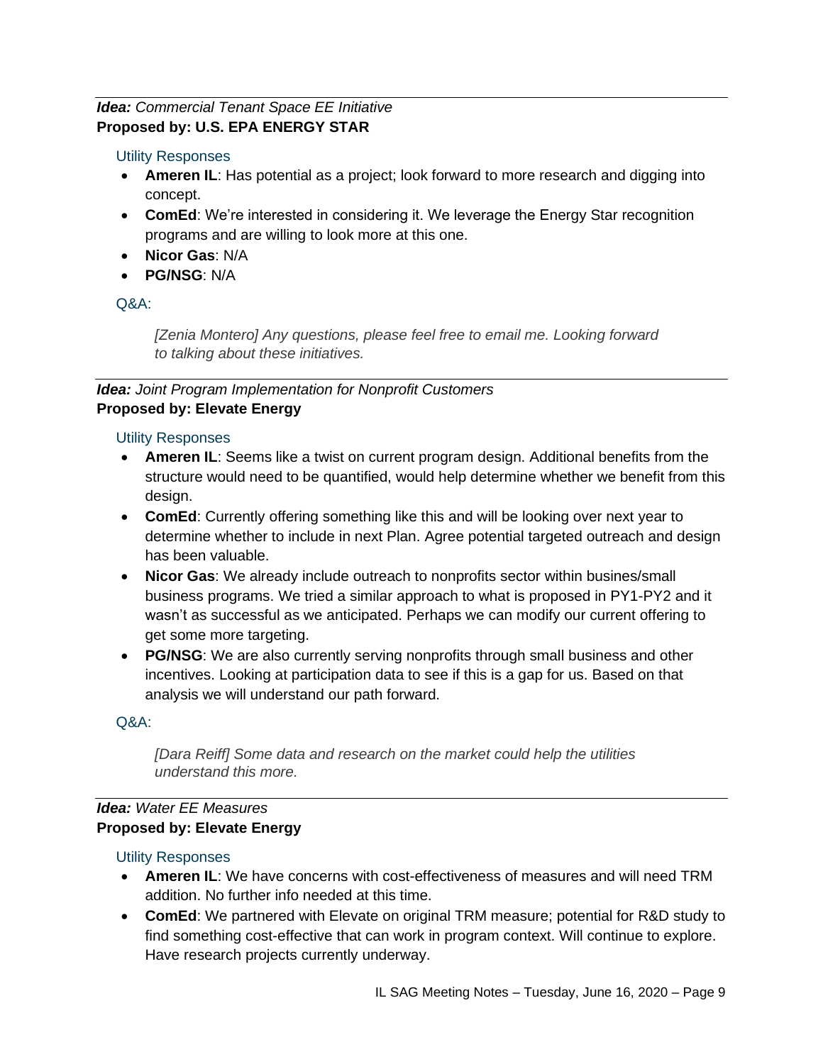***Idea:*** *Commercial Tenant Space EE Initiative*
**Proposed by: U.S. EPA ENERGY STAR**

Utility Responses

- **Ameren IL**: Has potential as a project; look forward to more research and digging into concept.
- **ComEd**: We're interested in considering it. We leverage the Energy Star recognition programs and are willing to look more at this one.
- **Nicor Gas**: N/A
- **PG/NSG**: N/A

Q&A:

> *[Zenia Montero] Any questions, please feel free to email me. Looking forward to talking about these initiatives.*

---

***Idea:*** *Joint Program Implementation for Nonprofit Customers*
**Proposed by: Elevate Energy**

Utility Responses

- **Ameren IL**: Seems like a twist on current program design. Additional benefits from the structure would need to be quantified, would help determine whether we benefit from this design.
- **ComEd**: Currently offering something like this and will be looking over next year to determine whether to include in next Plan. Agree potential targeted outreach and design has been valuable.
- **Nicor Gas**: We already include outreach to nonprofits sector within busines/small business programs. We tried a similar approach to what is proposed in PY1-PY2 and it wasn't as successful as we anticipated. Perhaps we can modify our current offering to get some more targeting.
- **PG/NSG**: We are also currently serving nonprofits through small business and other incentives. Looking at participation data to see if this is a gap for us. Based on that analysis we will understand our path forward.

Q&A:

> *[Dara Reiff] Some data and research on the market could help the utilities understand this more.*

---

***Idea:*** *Water EE Measures*
**Proposed by: Elevate Energy**

Utility Responses

- **Ameren IL**: We have concerns with cost-effectiveness of measures and will need TRM addition. No further info needed at this time.
- **ComEd**: We partnered with Elevate on original TRM measure; potential for R&D study to find something cost-effective that can work in program context. Will continue to explore. Have research projects currently underway.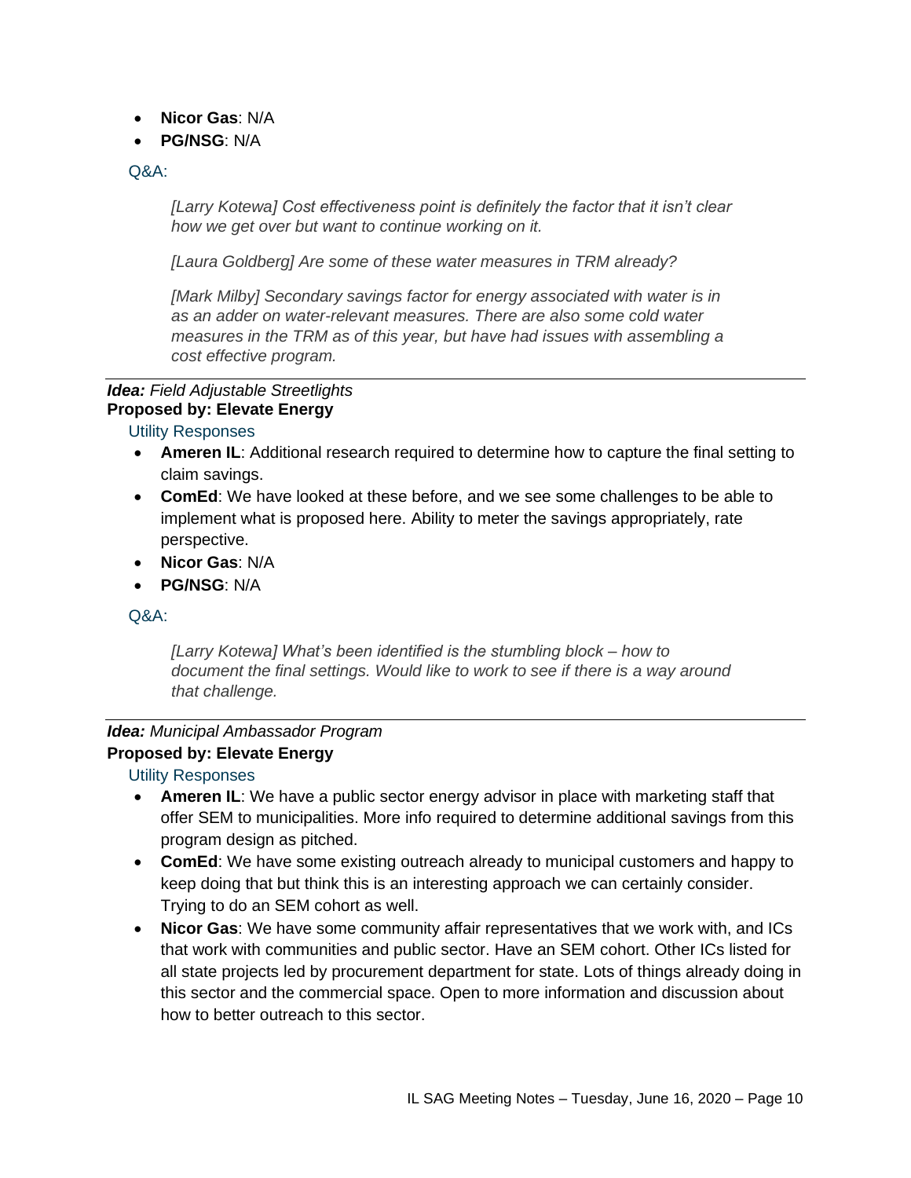- **Nicor Gas**: N/A
- **PG/NSG**: N/A

Q&A:

> *[Larry Kotewa] Cost effectiveness point is definitely the factor that it isn't clear how we get over but want to continue working on it.*
>
> *[Laura Goldberg] Are some of these water measures in TRM already?*
>
> *[Mark Milby] Secondary savings factor for energy associated with water is in as an adder on water-relevant measures. There are also some cold water measures in the TRM as of this year, but have had issues with assembling a cost effective program.*

---

***Idea:*** *Field Adjustable Streetlights*
**Proposed by: Elevate Energy**

Utility Responses

- **Ameren IL**: Additional research required to determine how to capture the final setting to claim savings.
- **ComEd**: We have looked at these before, and we see some challenges to be able to implement what is proposed here. Ability to meter the savings appropriately, rate perspective.
- **Nicor Gas**: N/A
- **PG/NSG**: N/A

Q&A:

> *[Larry Kotewa] What's been identified is the stumbling block – how to document the final settings. Would like to work to see if there is a way around that challenge.*

---

***Idea:*** *Municipal Ambassador Program*
**Proposed by: Elevate Energy**

Utility Responses

- **Ameren IL**: We have a public sector energy advisor in place with marketing staff that offer SEM to municipalities. More info required to determine additional savings from this program design as pitched.
- **ComEd**: We have some existing outreach already to municipal customers and happy to keep doing that but think this is an interesting approach we can certainly consider. Trying to do an SEM cohort as well.
- **Nicor Gas**: We have some community affair representatives that we work with, and ICs that work with communities and public sector. Have an SEM cohort. Other ICs listed for all state projects led by procurement department for state. Lots of things already doing in this sector and the commercial space. Open to more information and discussion about how to better outreach to this sector.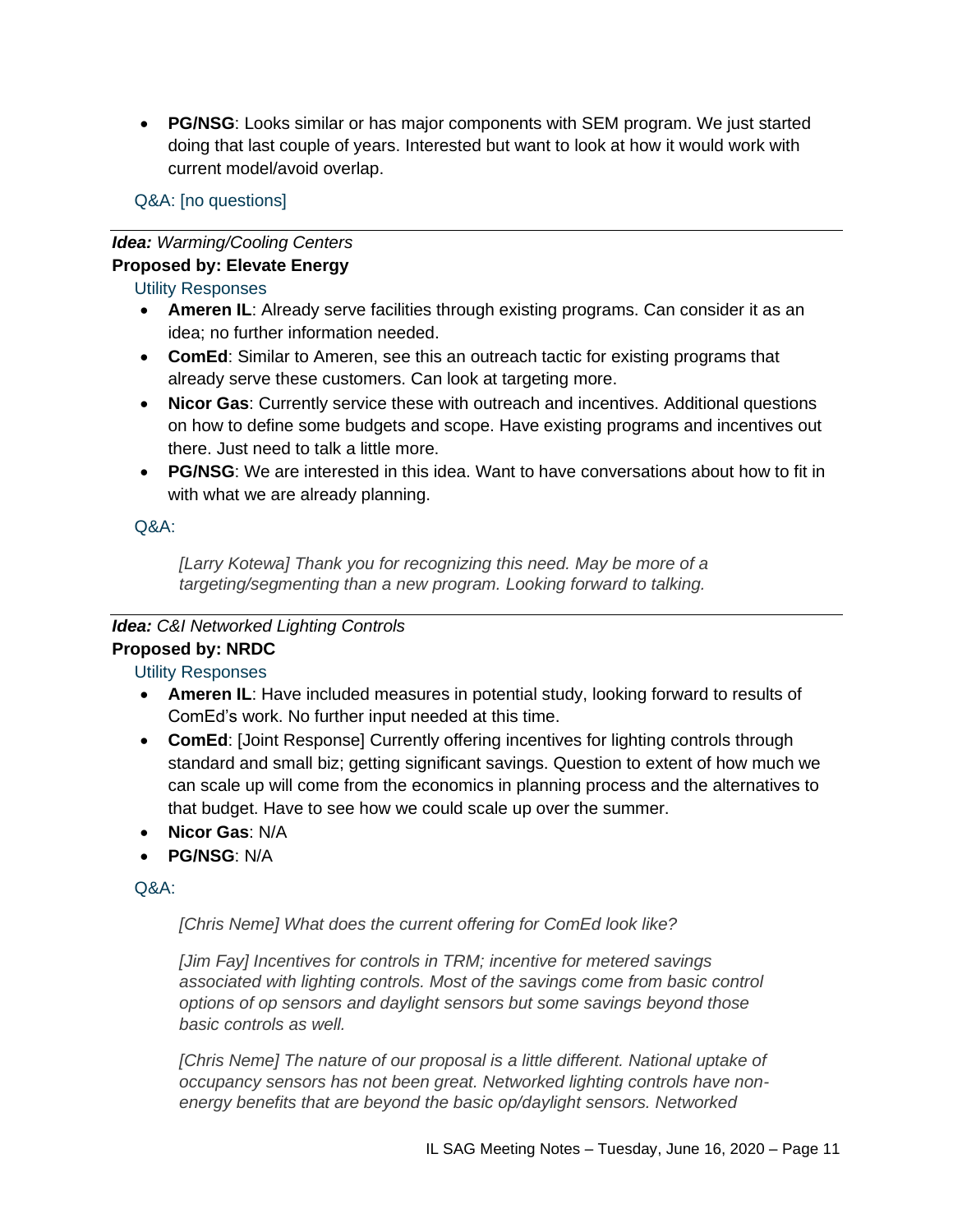- **PG/NSG**: Looks similar or has major components with SEM program. We just started doing that last couple of years. Interested but want to look at how it would work with current model/avoid overlap.

Q&A: [no questions]

---

***Idea:*** *Warming/Cooling Centers*

**Proposed by: Elevate Energy**

Utility Responses

- **Ameren IL**: Already serve facilities through existing programs. Can consider it as an idea; no further information needed.
- **ComEd**: Similar to Ameren, see this an outreach tactic for existing programs that already serve these customers. Can look at targeting more.
- **Nicor Gas**: Currently service these with outreach and incentives. Additional questions on how to define some budgets and scope. Have existing programs and incentives out there. Just need to talk a little more.
- **PG/NSG**: We are interested in this idea. Want to have conversations about how to fit in with what we are already planning.

Q&A:

> *[Larry Kotewa] Thank you for recognizing this need. May be more of a targeting/segmenting than a new program. Looking forward to talking.*

---

***Idea:*** *C&I Networked Lighting Controls*

**Proposed by: NRDC**

Utility Responses

- **Ameren IL**: Have included measures in potential study, looking forward to results of ComEd's work. No further input needed at this time.
- **ComEd**: [Joint Response] Currently offering incentives for lighting controls through standard and small biz; getting significant savings. Question to extent of how much we can scale up will come from the economics in planning process and the alternatives to that budget. Have to see how we could scale up over the summer.
- **Nicor Gas**: N/A
- **PG/NSG**: N/A

Q&A:

> *[Chris Neme] What does the current offering for ComEd look like?*
>
> *[Jim Fay] Incentives for controls in TRM; incentive for metered savings associated with lighting controls. Most of the savings come from basic control options of op sensors and daylight sensors but some savings beyond those basic controls as well.*
>
> *[Chris Neme] The nature of our proposal is a little different. National uptake of occupancy sensors has not been great. Networked lighting controls have non-energy benefits that are beyond the basic op/daylight sensors. Networked*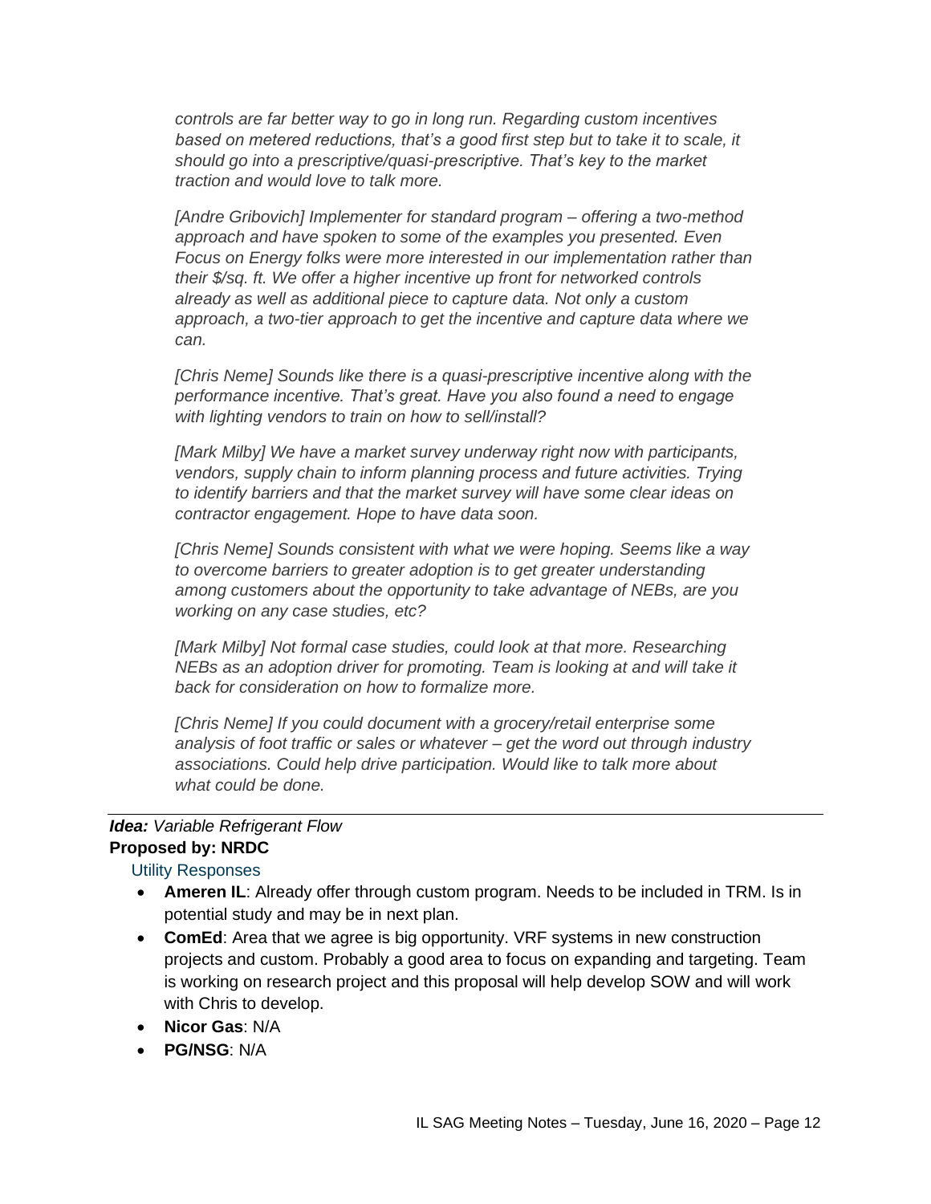*controls are far better way to go in long run. Regarding custom incentives based on metered reductions, that's a good first step but to take it to scale, it should go into a prescriptive/quasi-prescriptive. That's key to the market traction and would love to talk more.*

*[Andre Gribovich] Implementer for standard program – offering a two-method approach and have spoken to some of the examples you presented. Even Focus on Energy folks were more interested in our implementation rather than their $/sq. ft. We offer a higher incentive up front for networked controls already as well as additional piece to capture data. Not only a custom approach, a two-tier approach to get the incentive and capture data where we can.*

*[Chris Neme] Sounds like there is a quasi-prescriptive incentive along with the performance incentive. That's great. Have you also found a need to engage with lighting vendors to train on how to sell/install?*

*[Mark Milby] We have a market survey underway right now with participants, vendors, supply chain to inform planning process and future activities. Trying to identify barriers and that the market survey will have some clear ideas on contractor engagement. Hope to have data soon.*

*[Chris Neme] Sounds consistent with what we were hoping. Seems like a way to overcome barriers to greater adoption is to get greater understanding among customers about the opportunity to take advantage of NEBs, are you working on any case studies, etc?*

*[Mark Milby] Not formal case studies, could look at that more. Researching NEBs as an adoption driver for promoting. Team is looking at and will take it back for consideration on how to formalize more.*

*[Chris Neme] If you could document with a grocery/retail enterprise some analysis of foot traffic or sales or whatever – get the word out through industry associations. Could help drive participation. Would like to talk more about what could be done.*

---

***Idea:*** *Variable Refrigerant Flow*
**Proposed by: NRDC**

Utility Responses

- **Ameren IL**: Already offer through custom program. Needs to be included in TRM. Is in potential study and may be in next plan.
- **ComEd**: Area that we agree is big opportunity. VRF systems in new construction projects and custom. Probably a good area to focus on expanding and targeting. Team is working on research project and this proposal will help develop SOW and will work with Chris to develop.
- **Nicor Gas**: N/A
- **PG/NSG**: N/A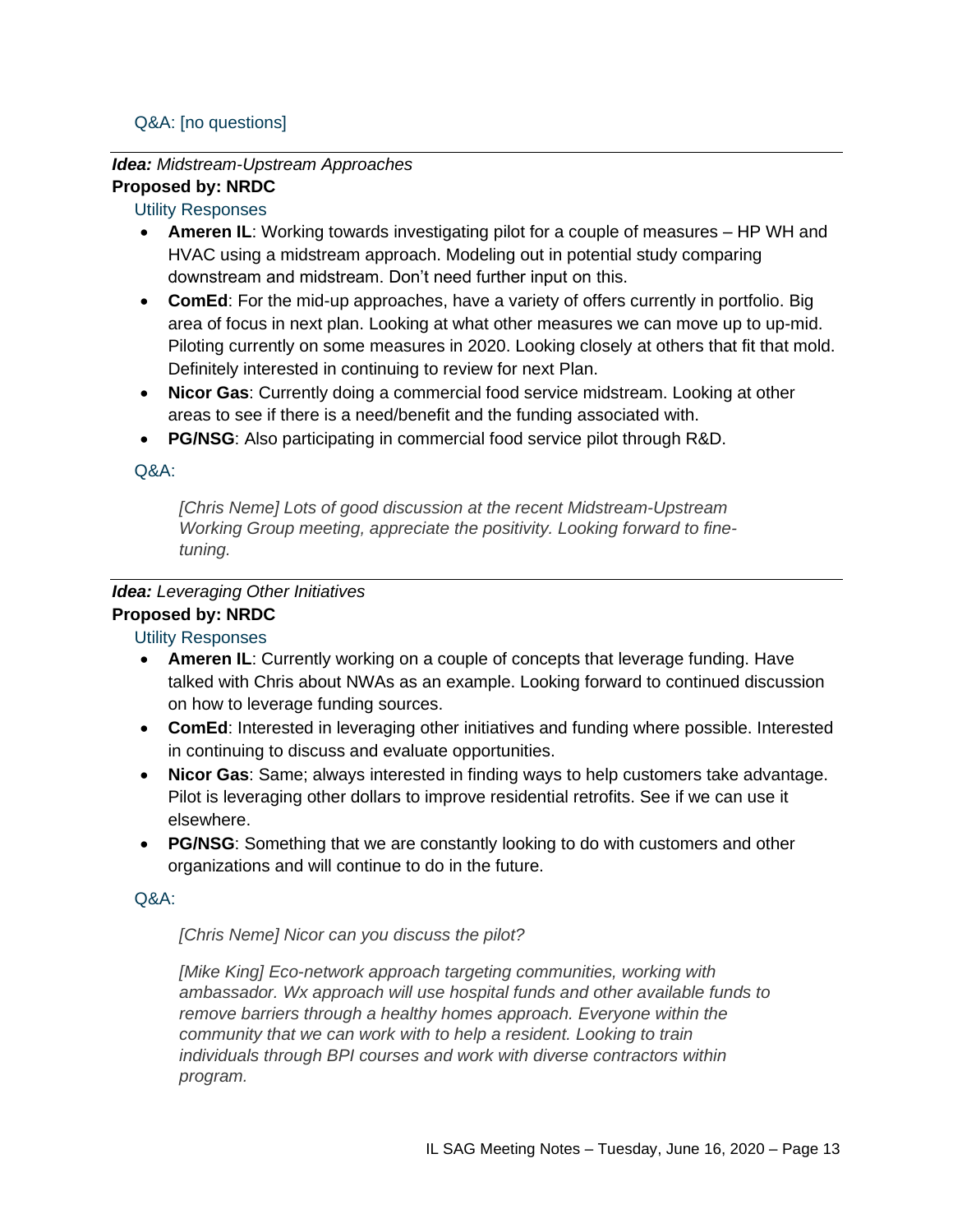Q&A: [no questions]

---

***Idea:*** *Midstream-Upstream Approaches*
**Proposed by: NRDC**

Utility Responses

- **Ameren IL**: Working towards investigating pilot for a couple of measures – HP WH and HVAC using a midstream approach. Modeling out in potential study comparing downstream and midstream. Don't need further input on this.
- **ComEd**: For the mid-up approaches, have a variety of offers currently in portfolio. Big area of focus in next plan. Looking at what other measures we can move up to up-mid. Piloting currently on some measures in 2020. Looking closely at others that fit that mold. Definitely interested in continuing to review for next Plan.
- **Nicor Gas**: Currently doing a commercial food service midstream. Looking at other areas to see if there is a need/benefit and the funding associated with.
- **PG/NSG**: Also participating in commercial food service pilot through R&D.

Q&A:

> *[Chris Neme] Lots of good discussion at the recent Midstream-Upstream Working Group meeting, appreciate the positivity. Looking forward to fine-tuning.*

---

***Idea:*** *Leveraging Other Initiatives*
**Proposed by: NRDC**

Utility Responses

- **Ameren IL**: Currently working on a couple of concepts that leverage funding. Have talked with Chris about NWAs as an example. Looking forward to continued discussion on how to leverage funding sources.
- **ComEd**: Interested in leveraging other initiatives and funding where possible. Interested in continuing to discuss and evaluate opportunities.
- **Nicor Gas**: Same; always interested in finding ways to help customers take advantage. Pilot is leveraging other dollars to improve residential retrofits. See if we can use it elsewhere.
- **PG/NSG**: Something that we are constantly looking to do with customers and other organizations and will continue to do in the future.

Q&A:

> *[Chris Neme] Nicor can you discuss the pilot?*
>
> *[Mike King] Eco-network approach targeting communities, working with ambassador. Wx approach will use hospital funds and other available funds to remove barriers through a healthy homes approach. Everyone within the community that we can work with to help a resident. Looking to train individuals through BPI courses and work with diverse contractors within program.*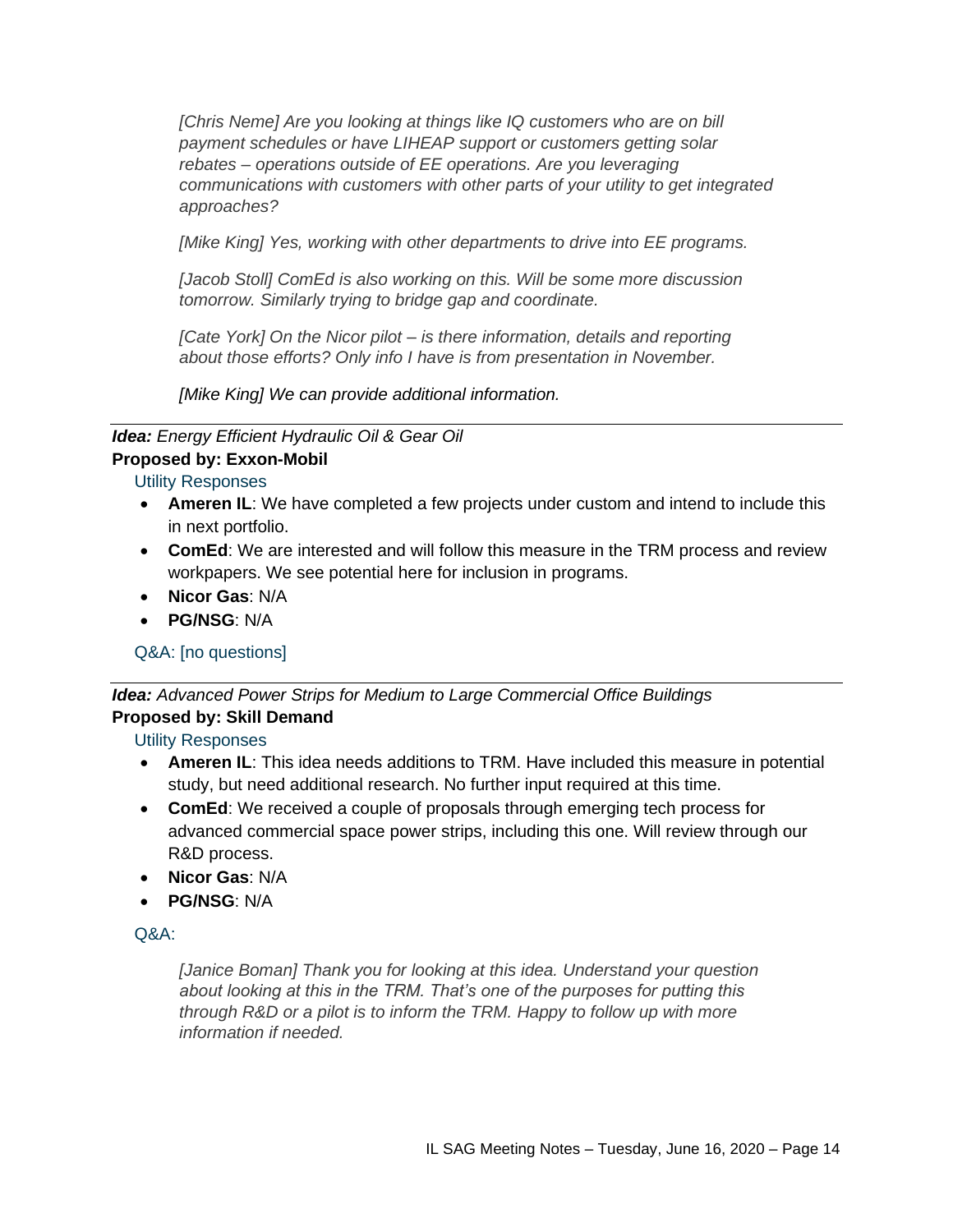*[Chris Neme] Are you looking at things like IQ customers who are on bill payment schedules or have LIHEAP support or customers getting solar rebates – operations outside of EE operations. Are you leveraging communications with customers with other parts of your utility to get integrated approaches?*

*[Mike King] Yes, working with other departments to drive into EE programs.*

*[Jacob Stoll] ComEd is also working on this. Will be some more discussion tomorrow. Similarly trying to bridge gap and coordinate.*

*[Cate York] On the Nicor pilot – is there information, details and reporting about those efforts? Only info I have is from presentation in November.*

*[Mike King] We can provide additional information.*

---

***Idea:*** *Energy Efficient Hydraulic Oil & Gear Oil*
**Proposed by: Exxon-Mobil**

Utility Responses

- **Ameren IL**: We have completed a few projects under custom and intend to include this in next portfolio.
- **ComEd**: We are interested and will follow this measure in the TRM process and review workpapers. We see potential here for inclusion in programs.
- **Nicor Gas**: N/A
- **PG/NSG**: N/A

Q&A: [no questions]

---

***Idea:*** *Advanced Power Strips for Medium to Large Commercial Office Buildings*
**Proposed by: Skill Demand**

Utility Responses

- **Ameren IL**: This idea needs additions to TRM. Have included this measure in potential study, but need additional research. No further input required at this time.
- **ComEd**: We received a couple of proposals through emerging tech process for advanced commercial space power strips, including this one. Will review through our R&D process.
- **Nicor Gas**: N/A
- **PG/NSG**: N/A

Q&A:

*[Janice Boman] Thank you for looking at this idea. Understand your question about looking at this in the TRM. That's one of the purposes for putting this through R&D or a pilot is to inform the TRM. Happy to follow up with more information if needed.*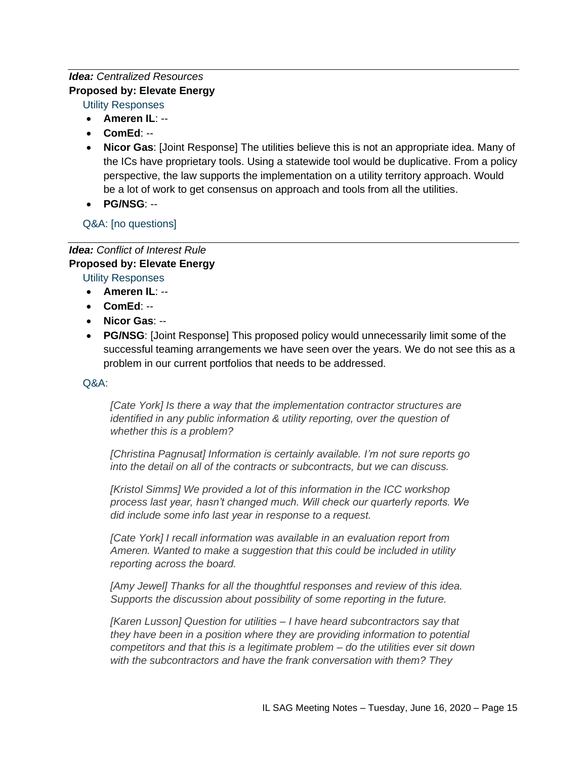***Idea:*** *Centralized Resources*

**Proposed by: Elevate Energy**

Utility Responses

- **Ameren IL**: --
- **ComEd**: --
- **Nicor Gas**: [Joint Response] The utilities believe this is not an appropriate idea. Many of the ICs have proprietary tools. Using a statewide tool would be duplicative. From a policy perspective, the law supports the implementation on a utility territory approach. Would be a lot of work to get consensus on approach and tools from all the utilities.
- **PG/NSG**: --

Q&A: [no questions]

---

***Idea:*** *Conflict of Interest Rule*

**Proposed by: Elevate Energy**

Utility Responses

- **Ameren IL**: --
- **ComEd**: --
- **Nicor Gas**: --
- **PG/NSG**: [Joint Response] This proposed policy would unnecessarily limit some of the successful teaming arrangements we have seen over the years. We do not see this as a problem in our current portfolios that needs to be addressed.

Q&A:

*[Cate York] Is there a way that the implementation contractor structures are identified in any public information & utility reporting, over the question of whether this is a problem?*

*[Christina Pagnusat] Information is certainly available. I'm not sure reports go into the detail on all of the contracts or subcontracts, but we can discuss.*

*[Kristol Simms] We provided a lot of this information in the ICC workshop process last year, hasn't changed much. Will check our quarterly reports. We did include some info last year in response to a request.*

*[Cate York] I recall information was available in an evaluation report from Ameren. Wanted to make a suggestion that this could be included in utility reporting across the board.*

*[Amy Jewel] Thanks for all the thoughtful responses and review of this idea. Supports the discussion about possibility of some reporting in the future.*

*[Karen Lusson] Question for utilities – I have heard subcontractors say that they have been in a position where they are providing information to potential competitors and that this is a legitimate problem – do the utilities ever sit down with the subcontractors and have the frank conversation with them? They*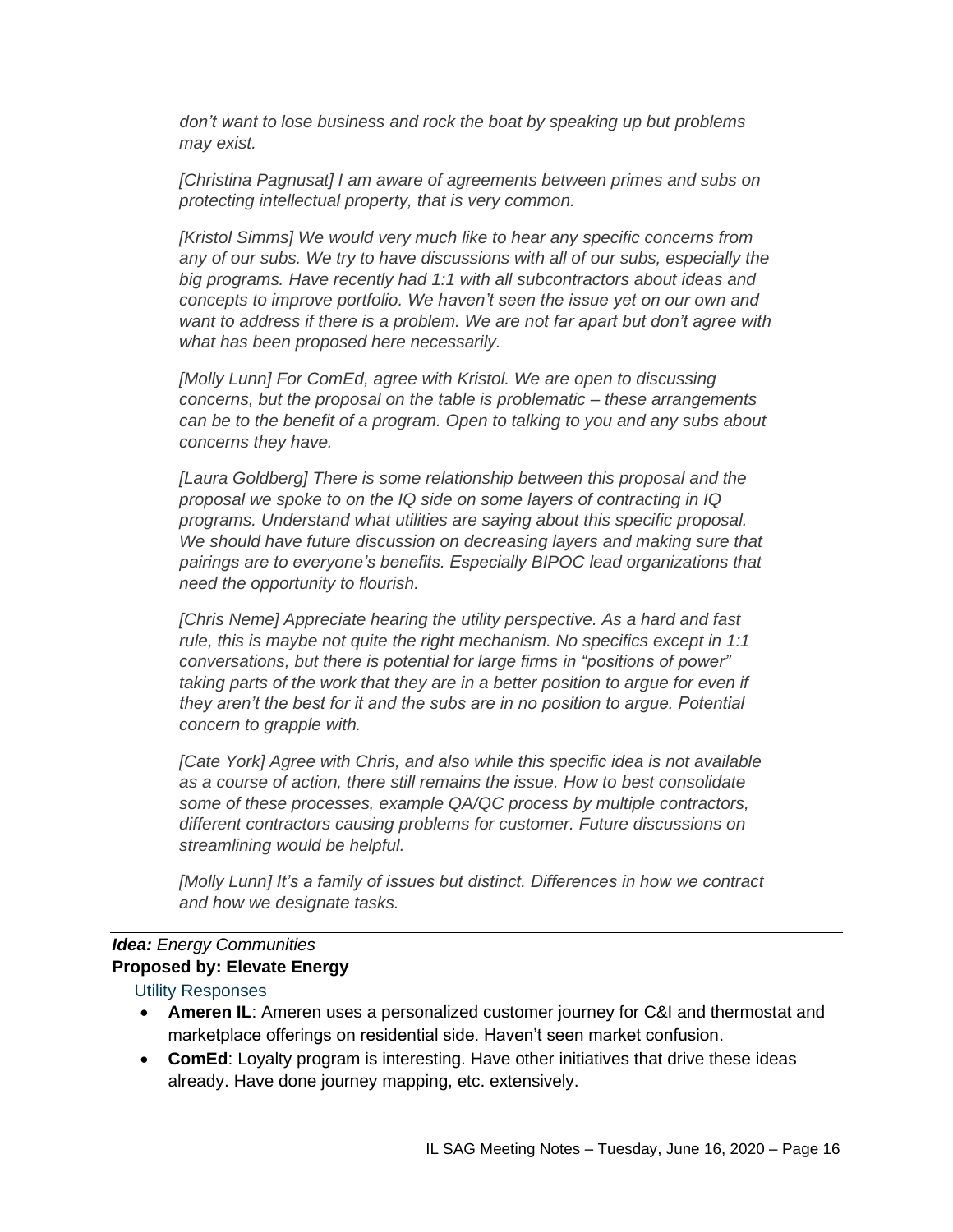*don't want to lose business and rock the boat by speaking up but problems may exist.*

*[Christina Pagnusat] I am aware of agreements between primes and subs on protecting intellectual property, that is very common.*

*[Kristol Simms] We would very much like to hear any specific concerns from any of our subs. We try to have discussions with all of our subs, especially the big programs. Have recently had 1:1 with all subcontractors about ideas and concepts to improve portfolio. We haven't seen the issue yet on our own and want to address if there is a problem. We are not far apart but don't agree with what has been proposed here necessarily.*

*[Molly Lunn] For ComEd, agree with Kristol. We are open to discussing concerns, but the proposal on the table is problematic – these arrangements can be to the benefit of a program. Open to talking to you and any subs about concerns they have.*

*[Laura Goldberg] There is some relationship between this proposal and the proposal we spoke to on the IQ side on some layers of contracting in IQ programs. Understand what utilities are saying about this specific proposal. We should have future discussion on decreasing layers and making sure that pairings are to everyone's benefits. Especially BIPOC lead organizations that need the opportunity to flourish.*

*[Chris Neme] Appreciate hearing the utility perspective. As a hard and fast rule, this is maybe not quite the right mechanism. No specifics except in 1:1 conversations, but there is potential for large firms in "positions of power" taking parts of the work that they are in a better position to argue for even if they aren't the best for it and the subs are in no position to argue. Potential concern to grapple with.*

*[Cate York] Agree with Chris, and also while this specific idea is not available as a course of action, there still remains the issue. How to best consolidate some of these processes, example QA/QC process by multiple contractors, different contractors causing problems for customer. Future discussions on streamlining would be helpful.*

*[Molly Lunn] It's a family of issues but distinct. Differences in how we contract and how we designate tasks.*

---

***Idea:** Energy Communities*
**Proposed by: Elevate Energy**

Utility Responses

- **Ameren IL**: Ameren uses a personalized customer journey for C&I and thermostat and marketplace offerings on residential side. Haven't seen market confusion.
- **ComEd**: Loyalty program is interesting. Have other initiatives that drive these ideas already. Have done journey mapping, etc. extensively.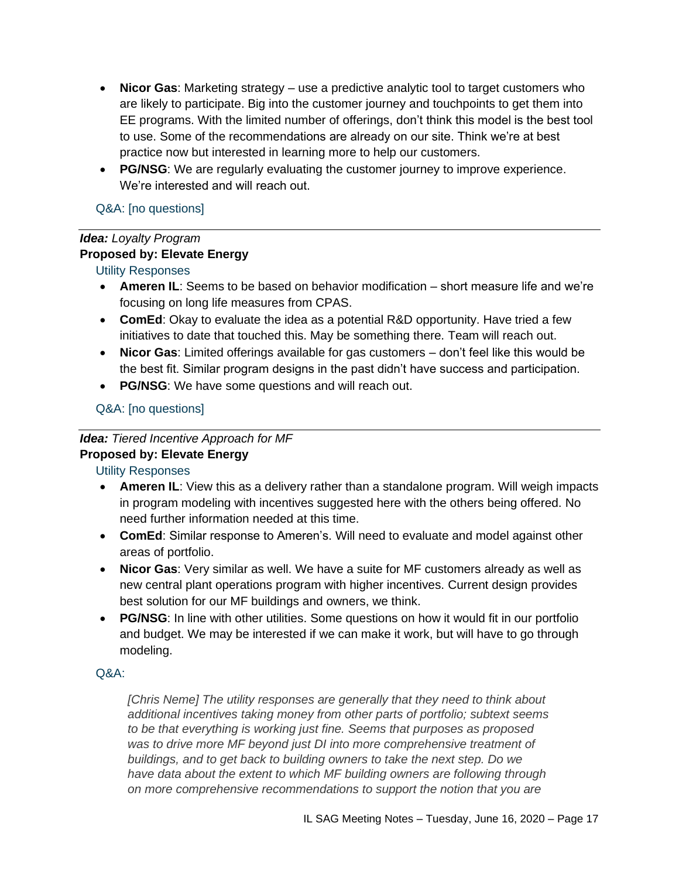- **Nicor Gas**: Marketing strategy – use a predictive analytic tool to target customers who are likely to participate. Big into the customer journey and touchpoints to get them into EE programs. With the limited number of offerings, don't think this model is the best tool to use. Some of the recommendations are already on our site. Think we're at best practice now but interested in learning more to help our customers.
- **PG/NSG**: We are regularly evaluating the customer journey to improve experience. We're interested and will reach out.

Q&A: [no questions]

---

***Idea:*** *Loyalty Program*
**Proposed by: Elevate Energy**

Utility Responses

- **Ameren IL**: Seems to be based on behavior modification – short measure life and we're focusing on long life measures from CPAS.
- **ComEd**: Okay to evaluate the idea as a potential R&D opportunity. Have tried a few initiatives to date that touched this. May be something there. Team will reach out.
- **Nicor Gas**: Limited offerings available for gas customers – don't feel like this would be the best fit. Similar program designs in the past didn't have success and participation.
- **PG/NSG**: We have some questions and will reach out.

Q&A: [no questions]

---

***Idea:*** *Tiered Incentive Approach for MF*
**Proposed by: Elevate Energy**

Utility Responses

- **Ameren IL**: View this as a delivery rather than a standalone program. Will weigh impacts in program modeling with incentives suggested here with the others being offered. No need further information needed at this time.
- **ComEd**: Similar response to Ameren's. Will need to evaluate and model against other areas of portfolio.
- **Nicor Gas**: Very similar as well. We have a suite for MF customers already as well as new central plant operations program with higher incentives. Current design provides best solution for our MF buildings and owners, we think.
- **PG/NSG**: In line with other utilities. Some questions on how it would fit in our portfolio and budget. We may be interested if we can make it work, but will have to go through modeling.

Q&A:

> *[Chris Neme] The utility responses are generally that they need to think about additional incentives taking money from other parts of portfolio; subtext seems to be that everything is working just fine. Seems that purposes as proposed was to drive more MF beyond just DI into more comprehensive treatment of buildings, and to get back to building owners to take the next step. Do we have data about the extent to which MF building owners are following through on more comprehensive recommendations to support the notion that you are*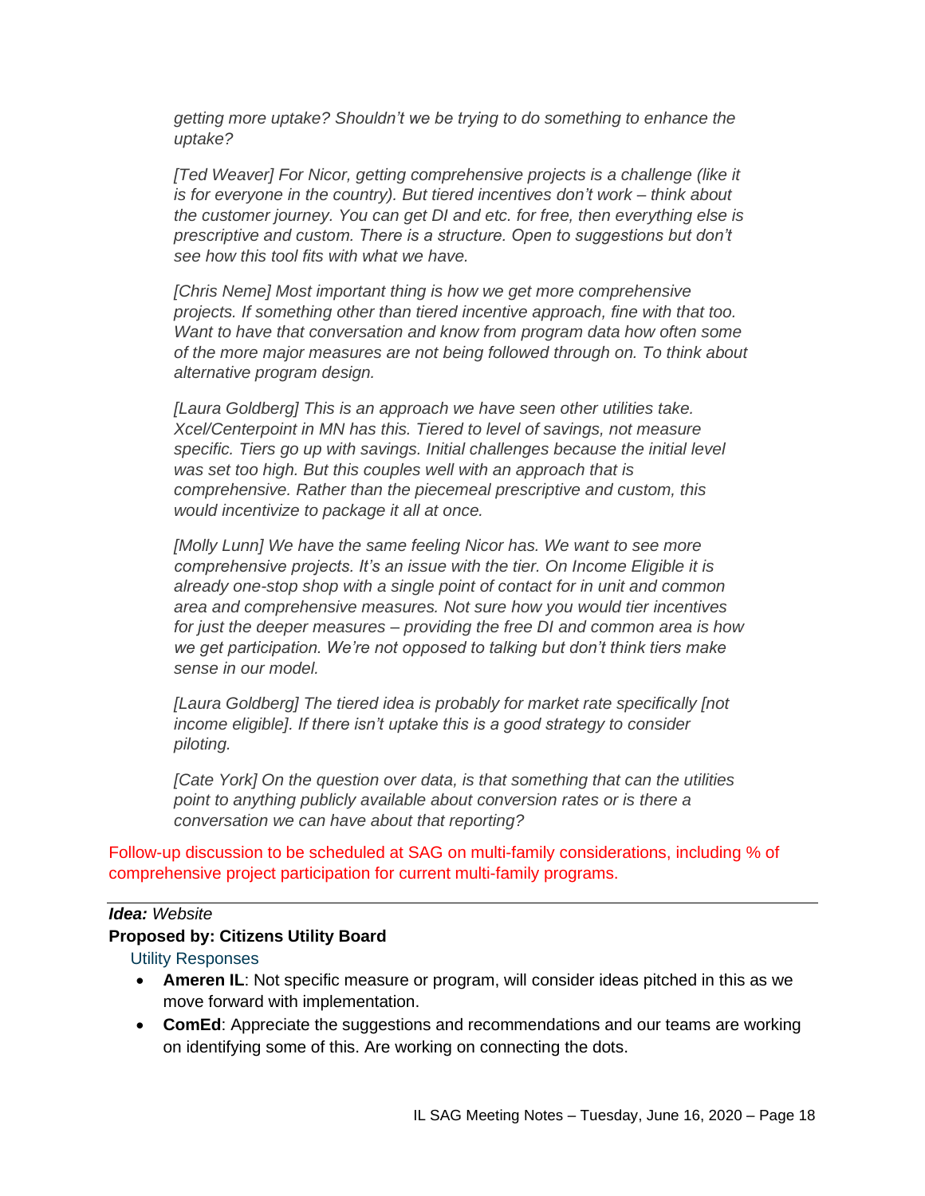*getting more uptake? Shouldn't we be trying to do something to enhance the uptake?*

*[Ted Weaver] For Nicor, getting comprehensive projects is a challenge (like it is for everyone in the country). But tiered incentives don't work – think about the customer journey. You can get DI and etc. for free, then everything else is prescriptive and custom. There is a structure. Open to suggestions but don't see how this tool fits with what we have.*

*[Chris Neme] Most important thing is how we get more comprehensive projects. If something other than tiered incentive approach, fine with that too. Want to have that conversation and know from program data how often some of the more major measures are not being followed through on. To think about alternative program design.*

*[Laura Goldberg] This is an approach we have seen other utilities take. Xcel/Centerpoint in MN has this. Tiered to level of savings, not measure specific. Tiers go up with savings. Initial challenges because the initial level was set too high. But this couples well with an approach that is comprehensive. Rather than the piecemeal prescriptive and custom, this would incentivize to package it all at once.*

*[Molly Lunn] We have the same feeling Nicor has. We want to see more comprehensive projects. It's an issue with the tier. On Income Eligible it is already one-stop shop with a single point of contact for in unit and common area and comprehensive measures. Not sure how you would tier incentives for just the deeper measures – providing the free DI and common area is how we get participation. We're not opposed to talking but don't think tiers make sense in our model.*

*[Laura Goldberg] The tiered idea is probably for market rate specifically [not income eligible]. If there isn't uptake this is a good strategy to consider piloting.*

*[Cate York] On the question over data, is that something that can the utilities point to anything publicly available about conversion rates or is there a conversation we can have about that reporting?*

Follow-up discussion to be scheduled at SAG on multi-family considerations, including % of comprehensive project participation for current multi-family programs.

---

***Idea:*** *Website*

**Proposed by: Citizens Utility Board**

Utility Responses

- **Ameren IL**: Not specific measure or program, will consider ideas pitched in this as we move forward with implementation.
- **ComEd**: Appreciate the suggestions and recommendations and our teams are working on identifying some of this. Are working on connecting the dots.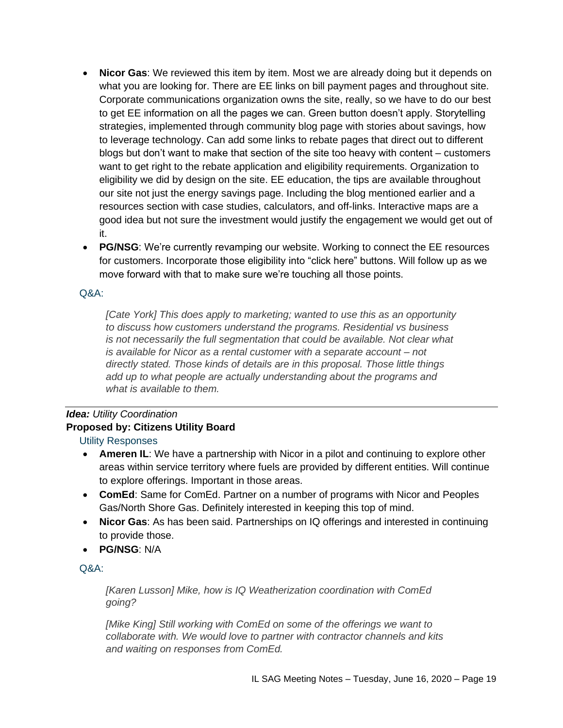- **Nicor Gas**: We reviewed this item by item. Most we are already doing but it depends on what you are looking for. There are EE links on bill payment pages and throughout site. Corporate communications organization owns the site, really, so we have to do our best to get EE information on all the pages we can. Green button doesn't apply. Storytelling strategies, implemented through community blog page with stories about savings, how to leverage technology. Can add some links to rebate pages that direct out to different blogs but don't want to make that section of the site too heavy with content – customers want to get right to the rebate application and eligibility requirements. Organization to eligibility we did by design on the site. EE education, the tips are available throughout our site not just the energy savings page. Including the blog mentioned earlier and a resources section with case studies, calculators, and off-links. Interactive maps are a good idea but not sure the investment would justify the engagement we would get out of it.
- **PG/NSG**: We're currently revamping our website. Working to connect the EE resources for customers. Incorporate those eligibility into "click here" buttons. Will follow up as we move forward with that to make sure we're touching all those points.

Q&A:

> *[Cate York] This does apply to marketing; wanted to use this as an opportunity to discuss how customers understand the programs. Residential vs business is not necessarily the full segmentation that could be available. Not clear what is available for Nicor as a rental customer with a separate account – not directly stated. Those kinds of details are in this proposal. Those little things add up to what people are actually understanding about the programs and what is available to them.*

---

***Idea:*** *Utility Coordination*

**Proposed by: Citizens Utility Board**

Utility Responses

- **Ameren IL**: We have a partnership with Nicor in a pilot and continuing to explore other areas within service territory where fuels are provided by different entities. Will continue to explore offerings. Important in those areas.
- **ComEd**: Same for ComEd. Partner on a number of programs with Nicor and Peoples Gas/North Shore Gas. Definitely interested in keeping this top of mind.
- **Nicor Gas**: As has been said. Partnerships on IQ offerings and interested in continuing to provide those.
- **PG/NSG**: N/A

Q&A:

> *[Karen Lusson] Mike, how is IQ Weatherization coordination with ComEd going?*
>
> *[Mike King] Still working with ComEd on some of the offerings we want to collaborate with. We would love to partner with contractor channels and kits and waiting on responses from ComEd.*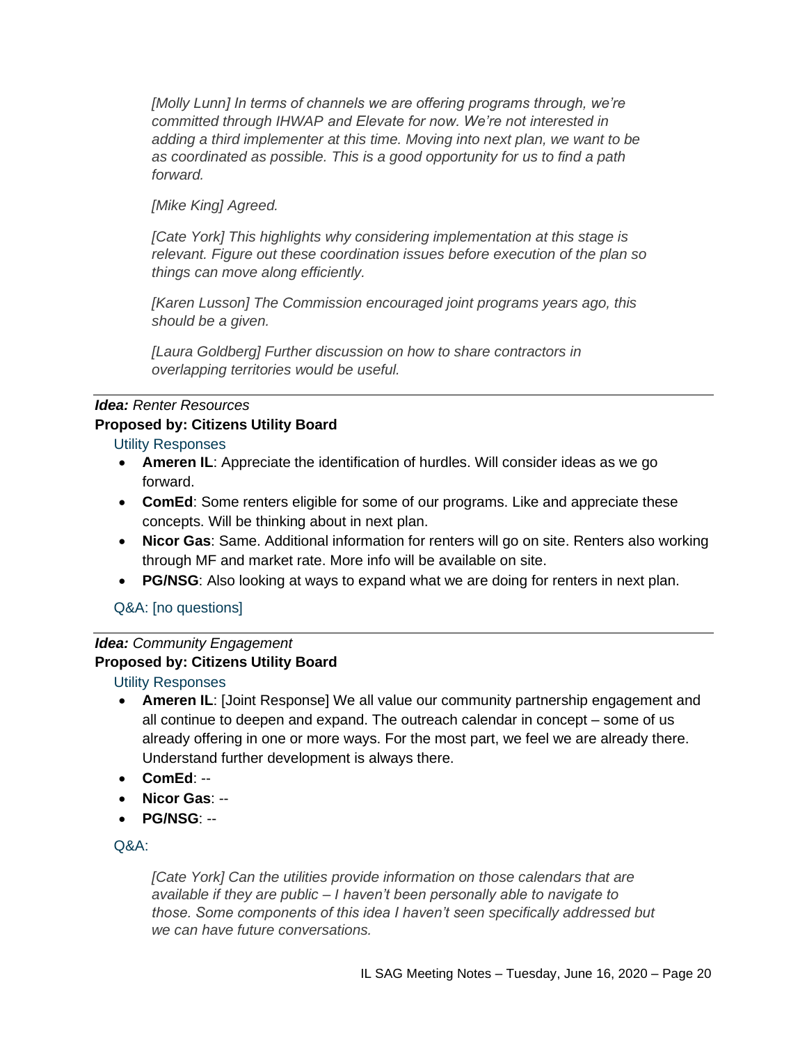*[Molly Lunn] In terms of channels we are offering programs through, we're committed through IHWAP and Elevate for now. We're not interested in adding a third implementer at this time. Moving into next plan, we want to be as coordinated as possible. This is a good opportunity for us to find a path forward.*

*[Mike King] Agreed.*

*[Cate York] This highlights why considering implementation at this stage is relevant. Figure out these coordination issues before execution of the plan so things can move along efficiently.*

*[Karen Lusson] The Commission encouraged joint programs years ago, this should be a given.*

*[Laura Goldberg] Further discussion on how to share contractors in overlapping territories would be useful.*

---

***Idea:*** *Renter Resources*

**Proposed by: Citizens Utility Board**

Utility Responses

- **Ameren IL**: Appreciate the identification of hurdles. Will consider ideas as we go forward.
- **ComEd**: Some renters eligible for some of our programs. Like and appreciate these concepts. Will be thinking about in next plan.
- **Nicor Gas**: Same. Additional information for renters will go on site. Renters also working through MF and market rate. More info will be available on site.
- **PG/NSG**: Also looking at ways to expand what we are doing for renters in next plan.

Q&A: [no questions]

---

***Idea:*** *Community Engagement*

**Proposed by: Citizens Utility Board**

Utility Responses

- **Ameren IL**: [Joint Response] We all value our community partnership engagement and all continue to deepen and expand. The outreach calendar in concept – some of us already offering in one or more ways. For the most part, we feel we are already there. Understand further development is always there.
- **ComEd**: --
- **Nicor Gas**: --
- **PG/NSG**: --

Q&A:

*[Cate York] Can the utilities provide information on those calendars that are available if they are public – I haven't been personally able to navigate to those. Some components of this idea I haven't seen specifically addressed but we can have future conversations.*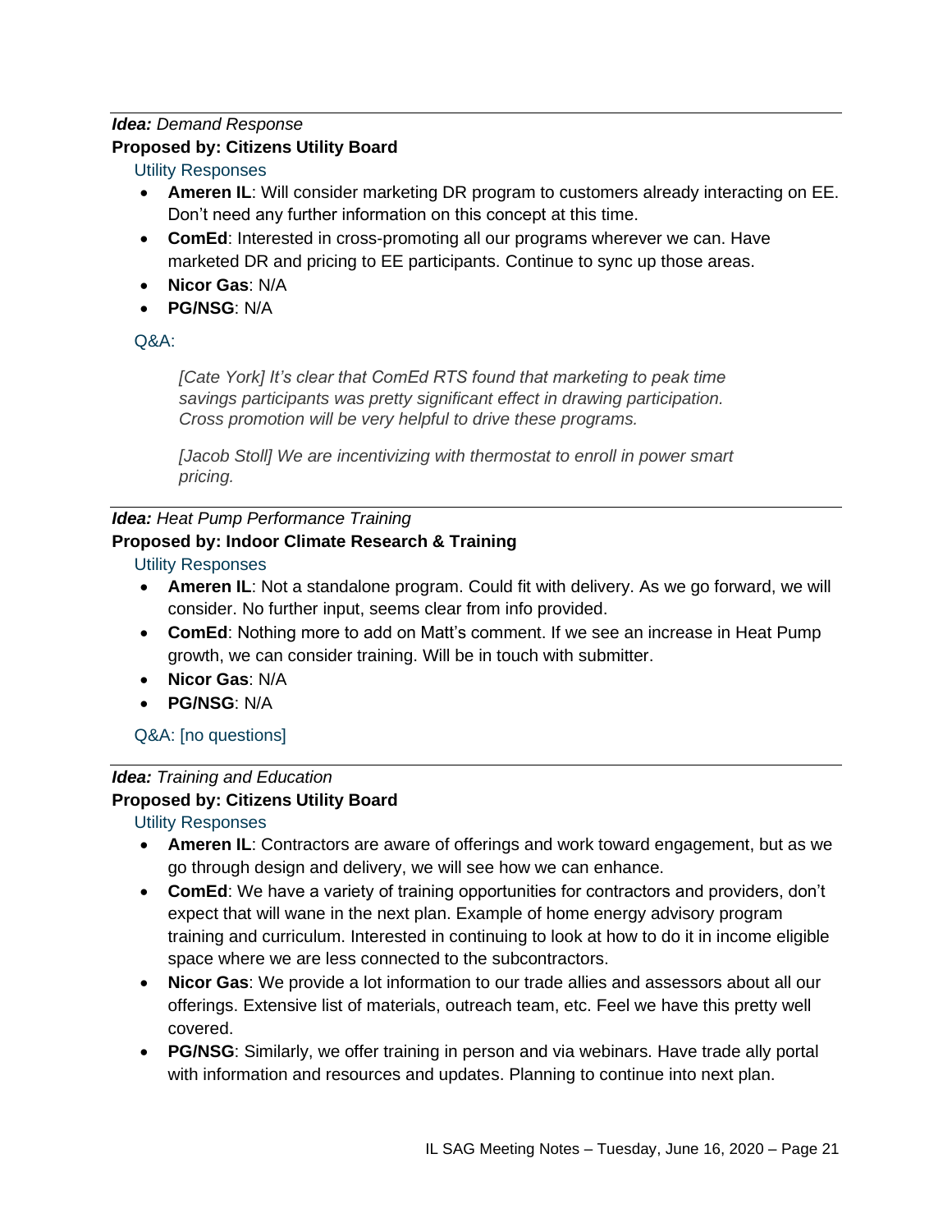***Idea:*** *Demand Response*

**Proposed by: Citizens Utility Board**

Utility Responses

- **Ameren IL**: Will consider marketing DR program to customers already interacting on EE. Don't need any further information on this concept at this time.
- **ComEd**: Interested in cross-promoting all our programs wherever we can. Have marketed DR and pricing to EE participants. Continue to sync up those areas.
- **Nicor Gas**: N/A
- **PG/NSG**: N/A

Q&A:

> *[Cate York] It's clear that ComEd RTS found that marketing to peak time savings participants was pretty significant effect in drawing participation. Cross promotion will be very helpful to drive these programs.*
>
> *[Jacob Stoll] We are incentivizing with thermostat to enroll in power smart pricing.*

---

***Idea:*** *Heat Pump Performance Training*

**Proposed by: Indoor Climate Research & Training**

Utility Responses

- **Ameren IL**: Not a standalone program. Could fit with delivery. As we go forward, we will consider. No further input, seems clear from info provided.
- **ComEd**: Nothing more to add on Matt's comment. If we see an increase in Heat Pump growth, we can consider training. Will be in touch with submitter.
- **Nicor Gas**: N/A
- **PG/NSG**: N/A

Q&A: [no questions]

---

***Idea:*** *Training and Education*

**Proposed by: Citizens Utility Board**

Utility Responses

- **Ameren IL**: Contractors are aware of offerings and work toward engagement, but as we go through design and delivery, we will see how we can enhance.
- **ComEd**: We have a variety of training opportunities for contractors and providers, don't expect that will wane in the next plan. Example of home energy advisory program training and curriculum. Interested in continuing to look at how to do it in income eligible space where we are less connected to the subcontractors.
- **Nicor Gas**: We provide a lot information to our trade allies and assessors about all our offerings. Extensive list of materials, outreach team, etc. Feel we have this pretty well covered.
- **PG/NSG**: Similarly, we offer training in person and via webinars. Have trade ally portal with information and resources and updates. Planning to continue into next plan.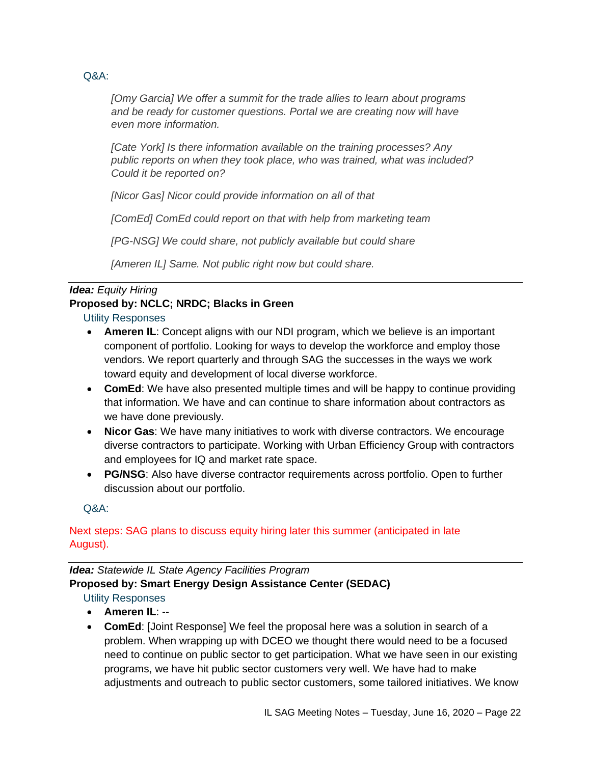Q&A:

> *[Omy Garcia] We offer a summit for the trade allies to learn about programs and be ready for customer questions. Portal we are creating now will have even more information.*
>
> *[Cate York] Is there information available on the training processes? Any public reports on when they took place, who was trained, what was included? Could it be reported on?*
>
> *[Nicor Gas] Nicor could provide information on all of that*
>
> *[ComEd] ComEd could report on that with help from marketing team*
>
> *[PG-NSG] We could share, not publicly available but could share*
>
> *[Ameren IL] Same. Not public right now but could share.*

---

***Idea:*** *Equity Hiring*

**Proposed by: NCLC; NRDC; Blacks in Green**

Utility Responses

- **Ameren IL**: Concept aligns with our NDI program, which we believe is an important component of portfolio. Looking for ways to develop the workforce and employ those vendors. We report quarterly and through SAG the successes in the ways we work toward equity and development of local diverse workforce.
- **ComEd**: We have also presented multiple times and will be happy to continue providing that information. We have and can continue to share information about contractors as we have done previously.
- **Nicor Gas**: We have many initiatives to work with diverse contractors. We encourage diverse contractors to participate. Working with Urban Efficiency Group with contractors and employees for IQ and market rate space.
- **PG/NSG**: Also have diverse contractor requirements across portfolio. Open to further discussion about our portfolio.

Q&A:

Next steps: SAG plans to discuss equity hiring later this summer (anticipated in late August).

---

***Idea:*** *Statewide IL State Agency Facilities Program*

**Proposed by: Smart Energy Design Assistance Center (SEDAC)**

Utility Responses

- **Ameren IL**: --
- **ComEd**: [Joint Response] We feel the proposal here was a solution in search of a problem. When wrapping up with DCEO we thought there would need to be a focused need to continue on public sector to get participation. What we have seen in our existing programs, we have hit public sector customers very well. We have had to make adjustments and outreach to public sector customers, some tailored initiatives. We know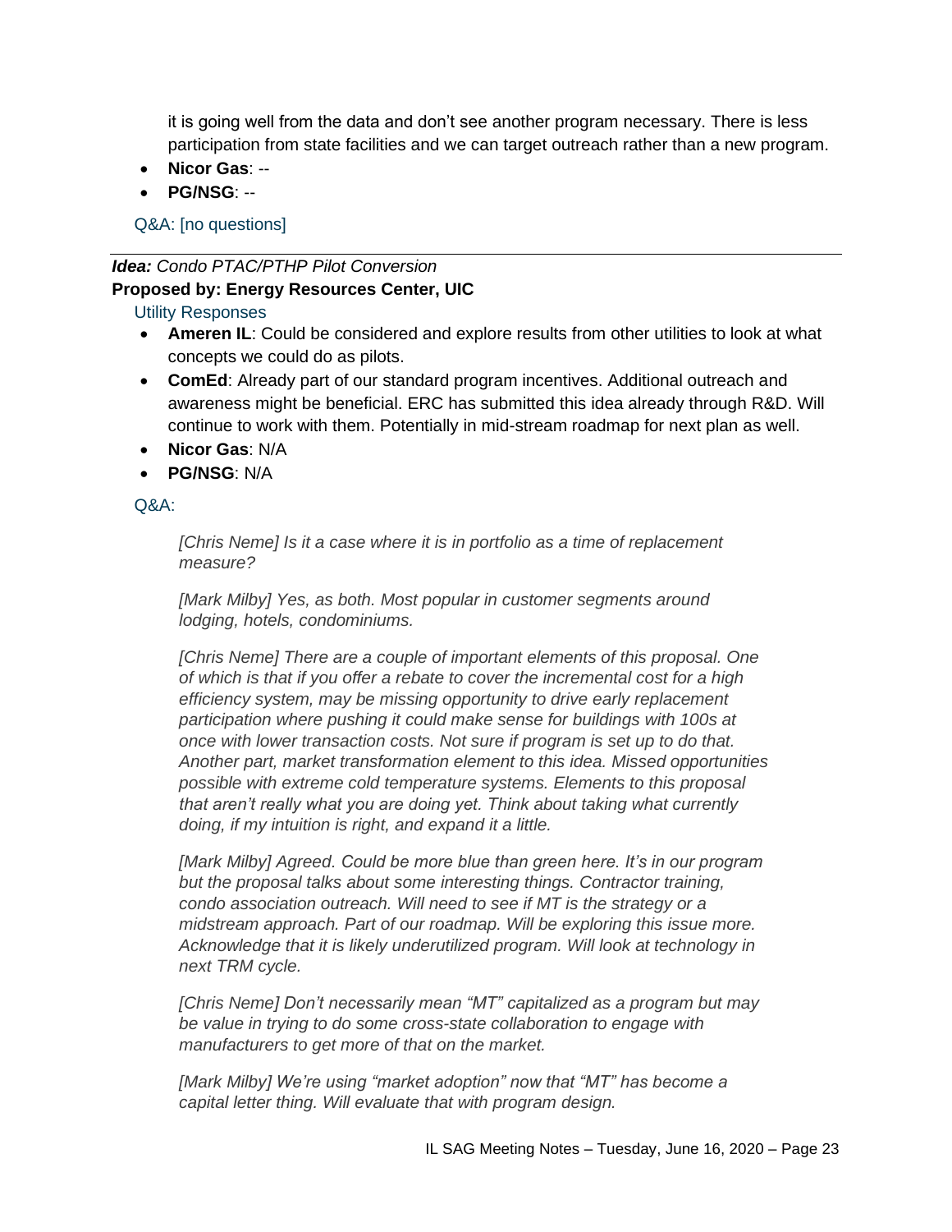it is going well from the data and don't see another program necessary. There is less participation from state facilities and we can target outreach rather than a new program.

- **Nicor Gas**: --
- **PG/NSG**: --

Q&A: [no questions]

---

***Idea:*** *Condo PTAC/PTHP Pilot Conversion*

**Proposed by: Energy Resources Center, UIC**

Utility Responses

- **Ameren IL**: Could be considered and explore results from other utilities to look at what concepts we could do as pilots.
- **ComEd**: Already part of our standard program incentives. Additional outreach and awareness might be beneficial. ERC has submitted this idea already through R&D. Will continue to work with them. Potentially in mid-stream roadmap for next plan as well.
- **Nicor Gas**: N/A
- **PG/NSG**: N/A

Q&A:

*[Chris Neme] Is it a case where it is in portfolio as a time of replacement measure?*

*[Mark Milby] Yes, as both. Most popular in customer segments around lodging, hotels, condominiums.*

*[Chris Neme] There are a couple of important elements of this proposal. One of which is that if you offer a rebate to cover the incremental cost for a high efficiency system, may be missing opportunity to drive early replacement participation where pushing it could make sense for buildings with 100s at once with lower transaction costs. Not sure if program is set up to do that. Another part, market transformation element to this idea. Missed opportunities possible with extreme cold temperature systems. Elements to this proposal that aren't really what you are doing yet. Think about taking what currently doing, if my intuition is right, and expand it a little.*

*[Mark Milby] Agreed. Could be more blue than green here. It's in our program but the proposal talks about some interesting things. Contractor training, condo association outreach. Will need to see if MT is the strategy or a midstream approach. Part of our roadmap. Will be exploring this issue more. Acknowledge that it is likely underutilized program. Will look at technology in next TRM cycle.*

*[Chris Neme] Don't necessarily mean "MT" capitalized as a program but may be value in trying to do some cross-state collaboration to engage with manufacturers to get more of that on the market.*

*[Mark Milby] We're using "market adoption" now that "MT" has become a capital letter thing. Will evaluate that with program design.*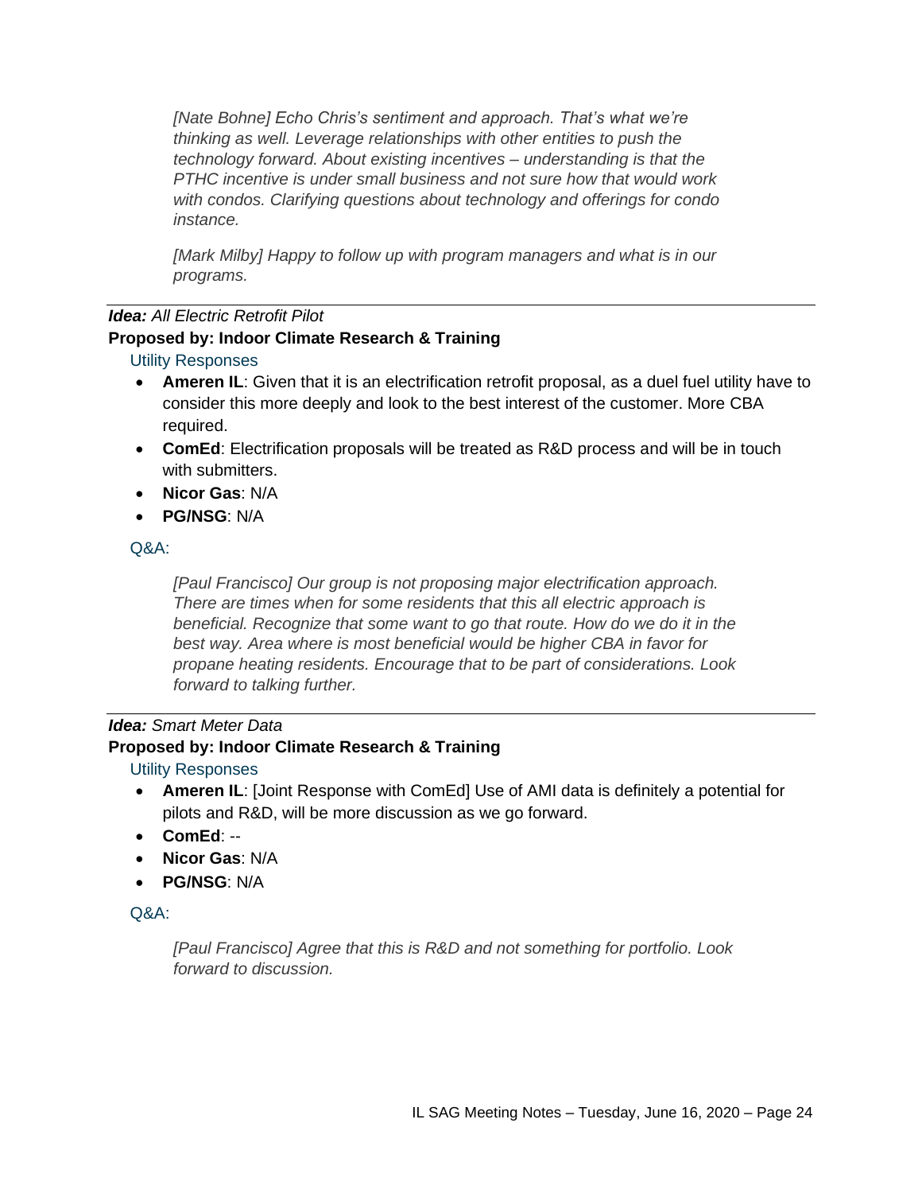*[Nate Bohne] Echo Chris's sentiment and approach. That's what we're thinking as well. Leverage relationships with other entities to push the technology forward. About existing incentives – understanding is that the PTHC incentive is under small business and not sure how that would work with condos. Clarifying questions about technology and offerings for condo instance.*

*[Mark Milby] Happy to follow up with program managers and what is in our programs.*

---

***Idea:** All Electric Retrofit Pilot*

**Proposed by: Indoor Climate Research & Training**

Utility Responses

- **Ameren IL**: Given that it is an electrification retrofit proposal, as a duel fuel utility have to consider this more deeply and look to the best interest of the customer. More CBA required.
- **ComEd**: Electrification proposals will be treated as R&D process and will be in touch with submitters.
- **Nicor Gas**: N/A
- **PG/NSG**: N/A

Q&A:

*[Paul Francisco] Our group is not proposing major electrification approach. There are times when for some residents that this all electric approach is beneficial. Recognize that some want to go that route. How do we do it in the best way. Area where is most beneficial would be higher CBA in favor for propane heating residents. Encourage that to be part of considerations. Look forward to talking further.*

---

***Idea:** Smart Meter Data*

**Proposed by: Indoor Climate Research & Training**

Utility Responses

- **Ameren IL**: [Joint Response with ComEd] Use of AMI data is definitely a potential for pilots and R&D, will be more discussion as we go forward.
- **ComEd**: --
- **Nicor Gas**: N/A
- **PG/NSG**: N/A

Q&A:

*[Paul Francisco] Agree that this is R&D and not something for portfolio. Look forward to discussion.*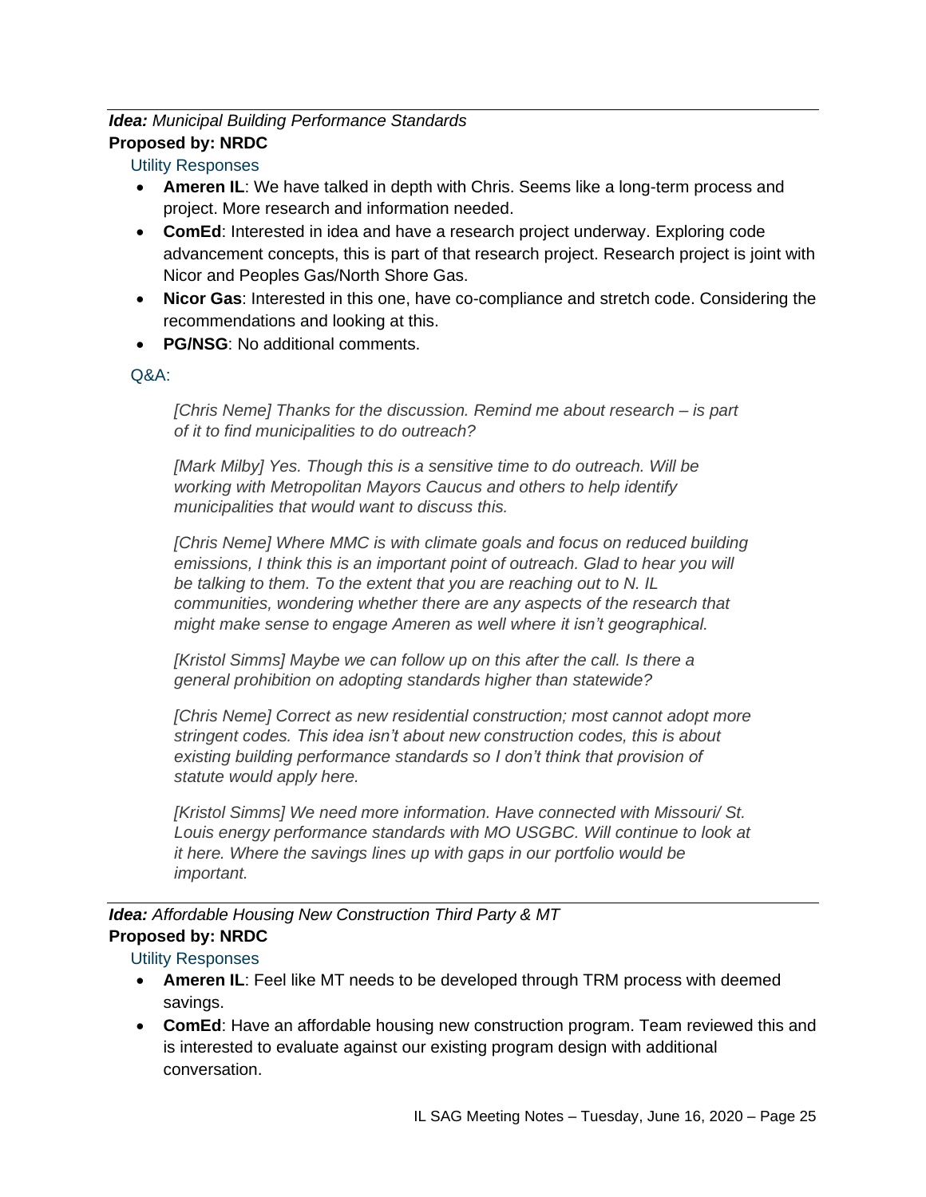***Idea:*** *Municipal Building Performance Standards*

**Proposed by: NRDC**

Utility Responses

- **Ameren IL**: We have talked in depth with Chris. Seems like a long-term process and project. More research and information needed.
- **ComEd**: Interested in idea and have a research project underway. Exploring code advancement concepts, this is part of that research project. Research project is joint with Nicor and Peoples Gas/North Shore Gas.
- **Nicor Gas**: Interested in this one, have co-compliance and stretch code. Considering the recommendations and looking at this.
- **PG/NSG**: No additional comments.

Q&A:

> *[Chris Neme] Thanks for the discussion. Remind me about research – is part of it to find municipalities to do outreach?*
>
> *[Mark Milby] Yes. Though this is a sensitive time to do outreach. Will be working with Metropolitan Mayors Caucus and others to help identify municipalities that would want to discuss this.*
>
> *[Chris Neme] Where MMC is with climate goals and focus on reduced building emissions, I think this is an important point of outreach. Glad to hear you will be talking to them. To the extent that you are reaching out to N. IL communities, wondering whether there are any aspects of the research that might make sense to engage Ameren as well where it isn't geographical.*
>
> *[Kristol Simms] Maybe we can follow up on this after the call. Is there a general prohibition on adopting standards higher than statewide?*
>
> *[Chris Neme] Correct as new residential construction; most cannot adopt more stringent codes. This idea isn't about new construction codes, this is about existing building performance standards so I don't think that provision of statute would apply here.*
>
> *[Kristol Simms] We need more information. Have connected with Missouri/ St. Louis energy performance standards with MO USGBC. Will continue to look at it here. Where the savings lines up with gaps in our portfolio would be important.*

***Idea:*** *Affordable Housing New Construction Third Party & MT*

**Proposed by: NRDC**

Utility Responses

- **Ameren IL**: Feel like MT needs to be developed through TRM process with deemed savings.
- **ComEd**: Have an affordable housing new construction program. Team reviewed this and is interested to evaluate against our existing program design with additional conversation.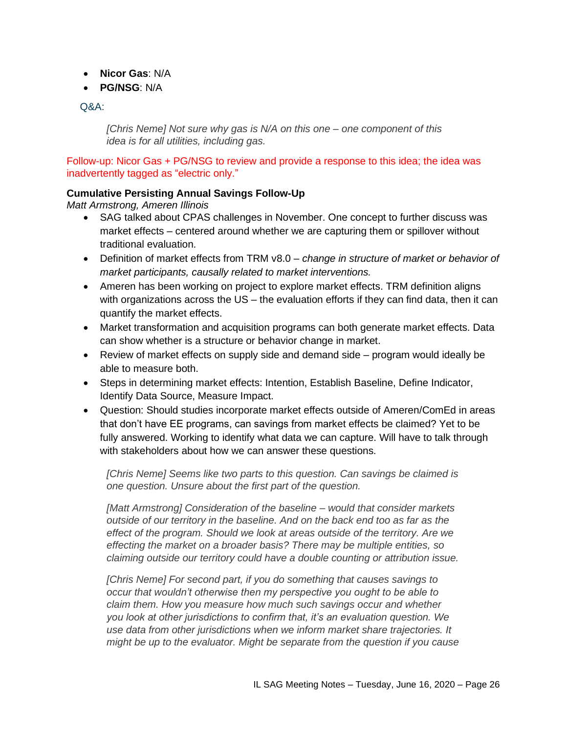- **Nicor Gas**: N/A
- **PG/NSG**: N/A

Q&A:

> *[Chris Neme] Not sure why gas is N/A on this one – one component of this idea is for all utilities, including gas.*

Follow-up: Nicor Gas + PG/NSG to review and provide a response to this idea; the idea was inadvertently tagged as "electric only."

**Cumulative Persisting Annual Savings Follow-Up**
*Matt Armstrong, Ameren Illinois*

- SAG talked about CPAS challenges in November. One concept to further discuss was market effects – centered around whether we are capturing them or spillover without traditional evaluation.
- Definition of market effects from TRM v8.0 – *change in structure of market or behavior of market participants, causally related to market interventions.*
- Ameren has been working on project to explore market effects. TRM definition aligns with organizations across the US – the evaluation efforts if they can find data, then it can quantify the market effects.
- Market transformation and acquisition programs can both generate market effects. Data can show whether is a structure or behavior change in market.
- Review of market effects on supply side and demand side – program would ideally be able to measure both.
- Steps in determining market effects: Intention, Establish Baseline, Define Indicator, Identify Data Source, Measure Impact.
- Question: Should studies incorporate market effects outside of Ameren/ComEd in areas that don't have EE programs, can savings from market effects be claimed? Yet to be fully answered. Working to identify what data we can capture. Will have to talk through with stakeholders about how we can answer these questions.

> *[Chris Neme] Seems like two parts to this question. Can savings be claimed is one question. Unsure about the first part of the question.*
>
> *[Matt Armstrong] Consideration of the baseline – would that consider markets outside of our territory in the baseline. And on the back end too as far as the effect of the program. Should we look at areas outside of the territory. Are we effecting the market on a broader basis? There may be multiple entities, so claiming outside our territory could have a double counting or attribution issue.*
>
> *[Chris Neme] For second part, if you do something that causes savings to occur that wouldn't otherwise then my perspective you ought to be able to claim them. How you measure how much such savings occur and whether you look at other jurisdictions to confirm that, it's an evaluation question. We use data from other jurisdictions when we inform market share trajectories. It might be up to the evaluator. Might be separate from the question if you cause*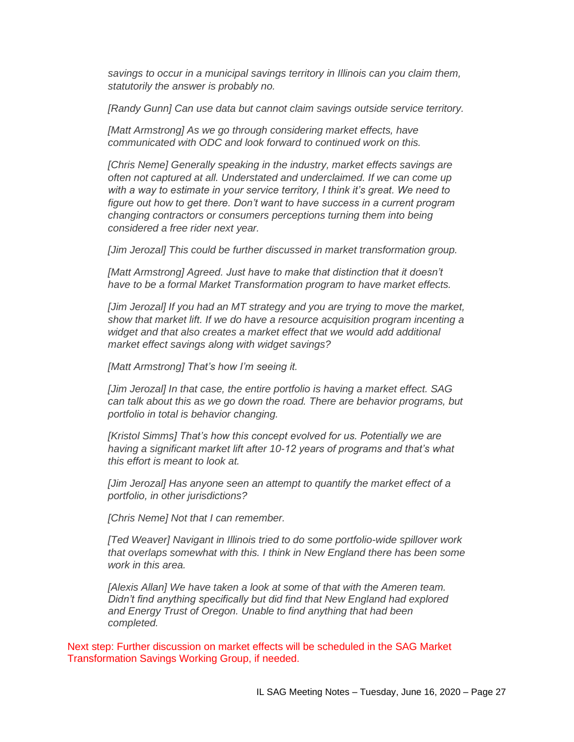*savings to occur in a municipal savings territory in Illinois can you claim them, statutorily the answer is probably no.*

*[Randy Gunn] Can use data but cannot claim savings outside service territory.*

*[Matt Armstrong] As we go through considering market effects, have communicated with ODC and look forward to continued work on this.*

*[Chris Neme] Generally speaking in the industry, market effects savings are often not captured at all. Understated and underclaimed. If we can come up with a way to estimate in your service territory, I think it's great. We need to figure out how to get there. Don't want to have success in a current program changing contractors or consumers perceptions turning them into being considered a free rider next year.*

*[Jim Jerozal] This could be further discussed in market transformation group.*

*[Matt Armstrong] Agreed. Just have to make that distinction that it doesn't have to be a formal Market Transformation program to have market effects.*

*[Jim Jerozal] If you had an MT strategy and you are trying to move the market, show that market lift. If we do have a resource acquisition program incenting a widget and that also creates a market effect that we would add additional market effect savings along with widget savings?*

*[Matt Armstrong] That's how I'm seeing it.*

*[Jim Jerozal] In that case, the entire portfolio is having a market effect. SAG can talk about this as we go down the road. There are behavior programs, but portfolio in total is behavior changing.*

*[Kristol Simms] That's how this concept evolved for us. Potentially we are having a significant market lift after 10-12 years of programs and that's what this effort is meant to look at.*

*[Jim Jerozal] Has anyone seen an attempt to quantify the market effect of a portfolio, in other jurisdictions?*

*[Chris Neme] Not that I can remember.*

*[Ted Weaver] Navigant in Illinois tried to do some portfolio-wide spillover work that overlaps somewhat with this. I think in New England there has been some work in this area.*

*[Alexis Allan] We have taken a look at some of that with the Ameren team. Didn't find anything specifically but did find that New England had explored and Energy Trust of Oregon. Unable to find anything that had been completed.*

Next step: Further discussion on market effects will be scheduled in the SAG Market Transformation Savings Working Group, if needed.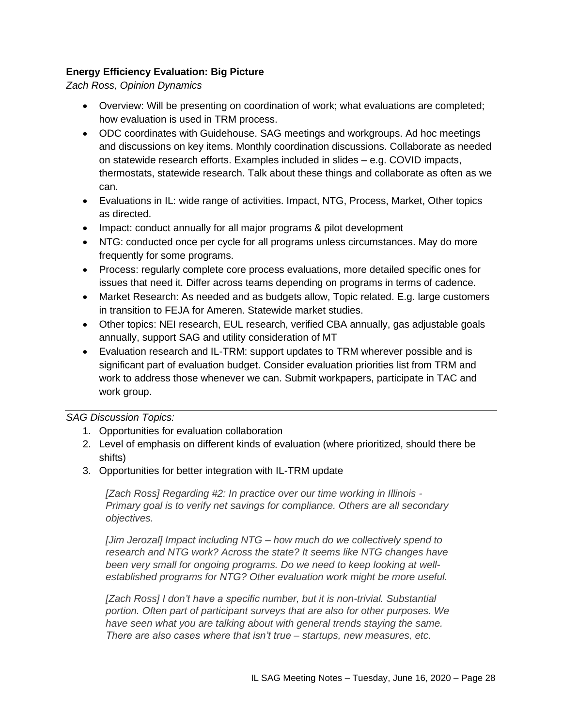**Energy Efficiency Evaluation: Big Picture**

*Zach Ross, Opinion Dynamics*

- Overview: Will be presenting on coordination of work; what evaluations are completed; how evaluation is used in TRM process.
- ODC coordinates with Guidehouse. SAG meetings and workgroups. Ad hoc meetings and discussions on key items. Monthly coordination discussions. Collaborate as needed on statewide research efforts. Examples included in slides – e.g. COVID impacts, thermostats, statewide research. Talk about these things and collaborate as often as we can.
- Evaluations in IL: wide range of activities. Impact, NTG, Process, Market, Other topics as directed.
- Impact: conduct annually for all major programs & pilot development
- NTG: conducted once per cycle for all programs unless circumstances. May do more frequently for some programs.
- Process: regularly complete core process evaluations, more detailed specific ones for issues that need it. Differ across teams depending on programs in terms of cadence.
- Market Research: As needed and as budgets allow, Topic related. E.g. large customers in transition to FEJA for Ameren. Statewide market studies.
- Other topics: NEI research, EUL research, verified CBA annually, gas adjustable goals annually, support SAG and utility consideration of MT
- Evaluation research and IL-TRM: support updates to TRM wherever possible and is significant part of evaluation budget. Consider evaluation priorities list from TRM and work to address those whenever we can. Submit workpapers, participate in TAC and work group.

---

*SAG Discussion Topics:*

1. Opportunities for evaluation collaboration
2. Level of emphasis on different kinds of evaluation (where prioritized, should there be shifts)
3. Opportunities for better integration with IL-TRM update

*[Zach Ross] Regarding #2: In practice over our time working in Illinois - Primary goal is to verify net savings for compliance. Others are all secondary objectives.*

*[Jim Jerozal] Impact including NTG – how much do we collectively spend to research and NTG work? Across the state? It seems like NTG changes have been very small for ongoing programs. Do we need to keep looking at well-established programs for NTG? Other evaluation work might be more useful.*

*[Zach Ross] I don't have a specific number, but it is non-trivial. Substantial portion. Often part of participant surveys that are also for other purposes. We have seen what you are talking about with general trends staying the same. There are also cases where that isn't true – startups, new measures, etc.*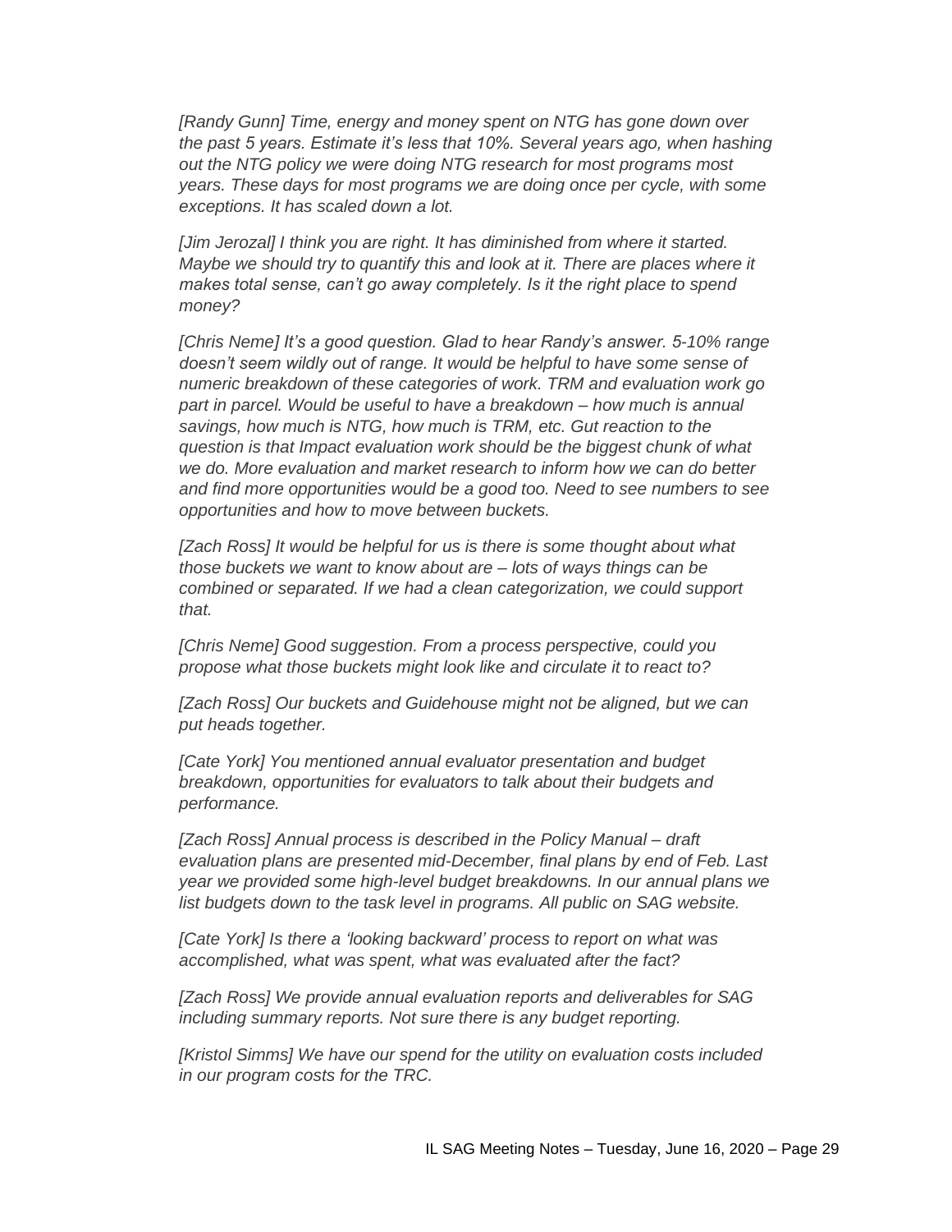*[Randy Gunn] Time, energy and money spent on NTG has gone down over the past 5 years. Estimate it's less that 10%. Several years ago, when hashing out the NTG policy we were doing NTG research for most programs most years. These days for most programs we are doing once per cycle, with some exceptions. It has scaled down a lot.*

*[Jim Jerozal] I think you are right. It has diminished from where it started. Maybe we should try to quantify this and look at it. There are places where it makes total sense, can't go away completely. Is it the right place to spend money?*

*[Chris Neme] It's a good question. Glad to hear Randy's answer. 5-10% range doesn't seem wildly out of range. It would be helpful to have some sense of numeric breakdown of these categories of work. TRM and evaluation work go part in parcel. Would be useful to have a breakdown – how much is annual savings, how much is NTG, how much is TRM, etc. Gut reaction to the question is that Impact evaluation work should be the biggest chunk of what we do. More evaluation and market research to inform how we can do better and find more opportunities would be a good too. Need to see numbers to see opportunities and how to move between buckets.*

*[Zach Ross] It would be helpful for us is there is some thought about what those buckets we want to know about are – lots of ways things can be combined or separated. If we had a clean categorization, we could support that.*

*[Chris Neme] Good suggestion. From a process perspective, could you propose what those buckets might look like and circulate it to react to?*

*[Zach Ross] Our buckets and Guidehouse might not be aligned, but we can put heads together.*

*[Cate York] You mentioned annual evaluator presentation and budget breakdown, opportunities for evaluators to talk about their budgets and performance.*

*[Zach Ross] Annual process is described in the Policy Manual – draft evaluation plans are presented mid-December, final plans by end of Feb. Last year we provided some high-level budget breakdowns. In our annual plans we list budgets down to the task level in programs. All public on SAG website.*

*[Cate York] Is there a 'looking backward' process to report on what was accomplished, what was spent, what was evaluated after the fact?*

*[Zach Ross] We provide annual evaluation reports and deliverables for SAG including summary reports. Not sure there is any budget reporting.*

*[Kristol Simms] We have our spend for the utility on evaluation costs included in our program costs for the TRC.*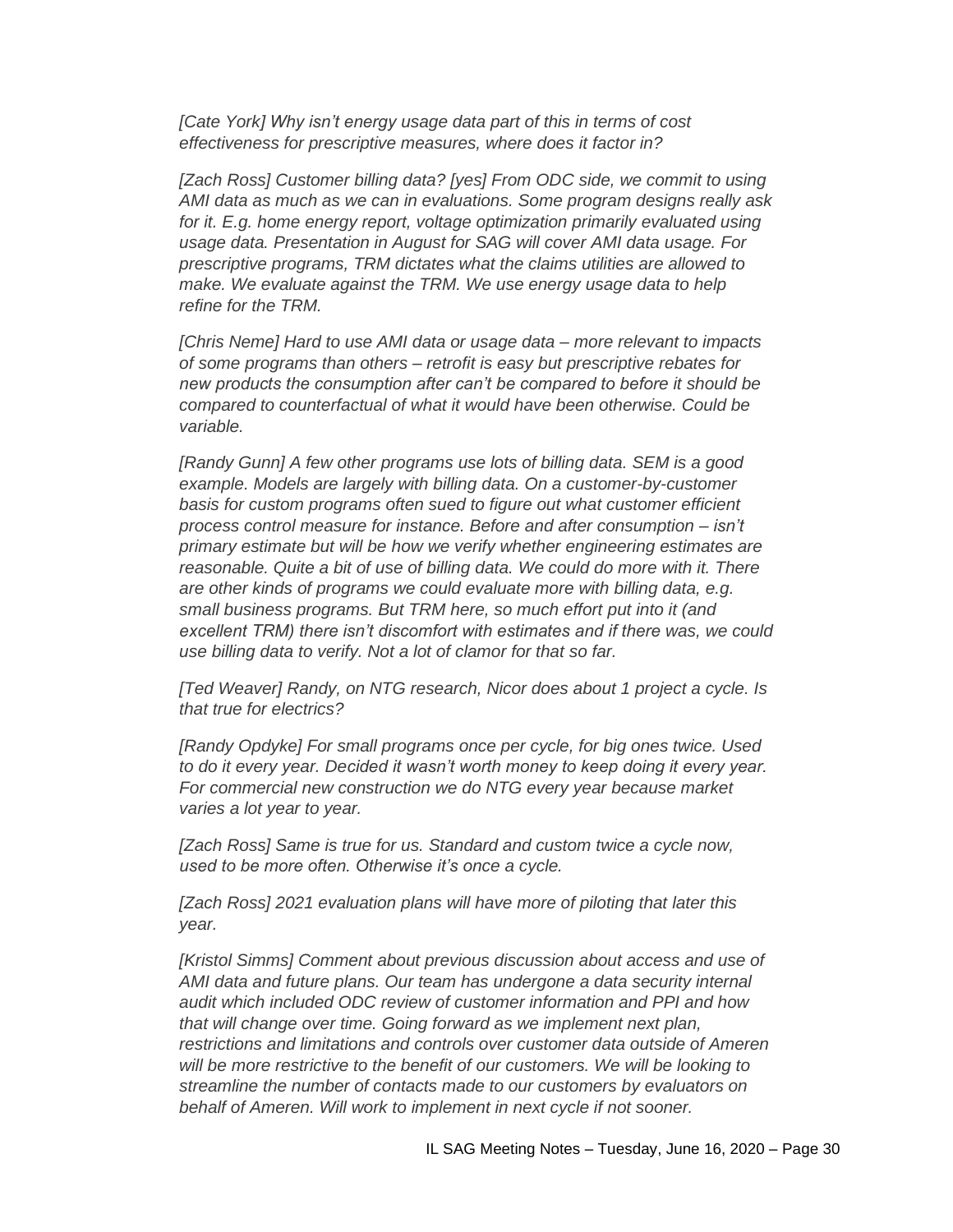*[Cate York] Why isn't energy usage data part of this in terms of cost effectiveness for prescriptive measures, where does it factor in?*

*[Zach Ross] Customer billing data? [yes] From ODC side, we commit to using AMI data as much as we can in evaluations. Some program designs really ask for it. E.g. home energy report, voltage optimization primarily evaluated using usage data. Presentation in August for SAG will cover AMI data usage. For prescriptive programs, TRM dictates what the claims utilities are allowed to make. We evaluate against the TRM. We use energy usage data to help refine for the TRM.*

*[Chris Neme] Hard to use AMI data or usage data – more relevant to impacts of some programs than others – retrofit is easy but prescriptive rebates for new products the consumption after can't be compared to before it should be compared to counterfactual of what it would have been otherwise. Could be variable.*

*[Randy Gunn] A few other programs use lots of billing data. SEM is a good example. Models are largely with billing data. On a customer-by-customer basis for custom programs often sued to figure out what customer efficient process control measure for instance. Before and after consumption – isn't primary estimate but will be how we verify whether engineering estimates are reasonable. Quite a bit of use of billing data. We could do more with it. There are other kinds of programs we could evaluate more with billing data, e.g. small business programs. But TRM here, so much effort put into it (and excellent TRM) there isn't discomfort with estimates and if there was, we could use billing data to verify. Not a lot of clamor for that so far.*

*[Ted Weaver] Randy, on NTG research, Nicor does about 1 project a cycle. Is that true for electrics?*

*[Randy Opdyke] For small programs once per cycle, for big ones twice. Used to do it every year. Decided it wasn't worth money to keep doing it every year. For commercial new construction we do NTG every year because market varies a lot year to year.*

*[Zach Ross] Same is true for us. Standard and custom twice a cycle now, used to be more often. Otherwise it's once a cycle.*

*[Zach Ross] 2021 evaluation plans will have more of piloting that later this year.*

*[Kristol Simms] Comment about previous discussion about access and use of AMI data and future plans. Our team has undergone a data security internal audit which included ODC review of customer information and PPI and how that will change over time. Going forward as we implement next plan, restrictions and limitations and controls over customer data outside of Ameren will be more restrictive to the benefit of our customers. We will be looking to streamline the number of contacts made to our customers by evaluators on behalf of Ameren. Will work to implement in next cycle if not sooner.*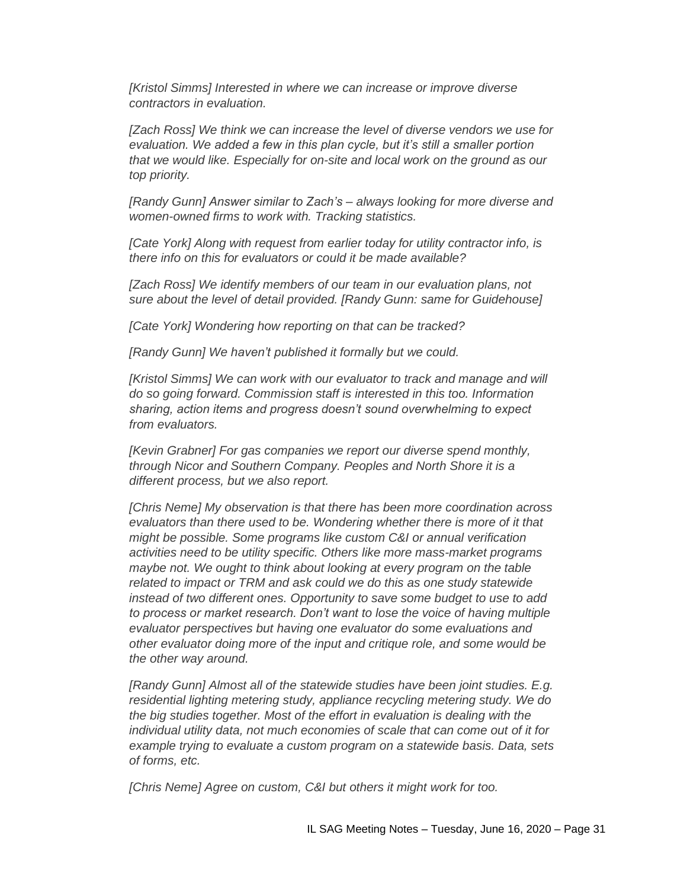*[Kristol Simms] Interested in where we can increase or improve diverse contractors in evaluation.*

*[Zach Ross] We think we can increase the level of diverse vendors we use for evaluation. We added a few in this plan cycle, but it's still a smaller portion that we would like. Especially for on-site and local work on the ground as our top priority.*

*[Randy Gunn] Answer similar to Zach's – always looking for more diverse and women-owned firms to work with. Tracking statistics.*

*[Cate York] Along with request from earlier today for utility contractor info, is there info on this for evaluators or could it be made available?*

*[Zach Ross] We identify members of our team in our evaluation plans, not sure about the level of detail provided. [Randy Gunn: same for Guidehouse]*

*[Cate York] Wondering how reporting on that can be tracked?*

*[Randy Gunn] We haven't published it formally but we could.*

*[Kristol Simms] We can work with our evaluator to track and manage and will do so going forward. Commission staff is interested in this too. Information sharing, action items and progress doesn't sound overwhelming to expect from evaluators.*

*[Kevin Grabner] For gas companies we report our diverse spend monthly, through Nicor and Southern Company. Peoples and North Shore it is a different process, but we also report.*

*[Chris Neme] My observation is that there has been more coordination across evaluators than there used to be. Wondering whether there is more of it that might be possible. Some programs like custom C&I or annual verification activities need to be utility specific. Others like more mass-market programs maybe not. We ought to think about looking at every program on the table related to impact or TRM and ask could we do this as one study statewide instead of two different ones. Opportunity to save some budget to use to add to process or market research. Don't want to lose the voice of having multiple evaluator perspectives but having one evaluator do some evaluations and other evaluator doing more of the input and critique role, and some would be the other way around.*

*[Randy Gunn] Almost all of the statewide studies have been joint studies. E.g. residential lighting metering study, appliance recycling metering study. We do the big studies together. Most of the effort in evaluation is dealing with the individual utility data, not much economies of scale that can come out of it for example trying to evaluate a custom program on a statewide basis. Data, sets of forms, etc.*

*[Chris Neme] Agree on custom, C&I but others it might work for too.*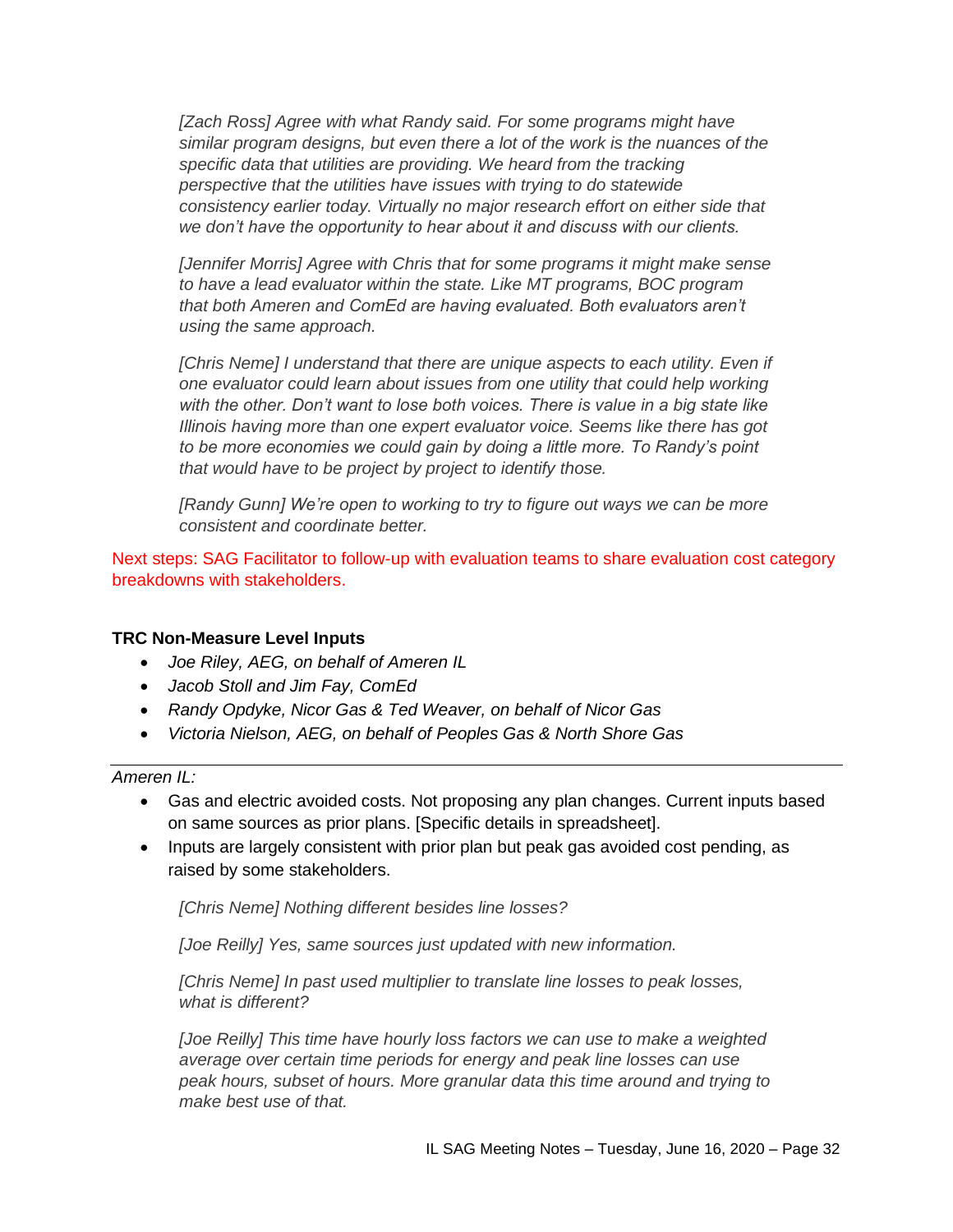*[Zach Ross] Agree with what Randy said. For some programs might have similar program designs, but even there a lot of the work is the nuances of the specific data that utilities are providing. We heard from the tracking perspective that the utilities have issues with trying to do statewide consistency earlier today. Virtually no major research effort on either side that we don't have the opportunity to hear about it and discuss with our clients.*

*[Jennifer Morris] Agree with Chris that for some programs it might make sense to have a lead evaluator within the state. Like MT programs, BOC program that both Ameren and ComEd are having evaluated. Both evaluators aren't using the same approach.*

*[Chris Neme] I understand that there are unique aspects to each utility. Even if one evaluator could learn about issues from one utility that could help working with the other. Don't want to lose both voices. There is value in a big state like Illinois having more than one expert evaluator voice. Seems like there has got to be more economies we could gain by doing a little more. To Randy's point that would have to be project by project to identify those.*

*[Randy Gunn] We're open to working to try to figure out ways we can be more consistent and coordinate better.*

Next steps: SAG Facilitator to follow-up with evaluation teams to share evaluation cost category breakdowns with stakeholders.

**TRC Non-Measure Level Inputs**

- *Joe Riley, AEG, on behalf of Ameren IL*
- *Jacob Stoll and Jim Fay, ComEd*
- *Randy Opdyke, Nicor Gas & Ted Weaver, on behalf of Nicor Gas*
- *Victoria Nielson, AEG, on behalf of Peoples Gas & North Shore Gas*

---

*Ameren IL:*

- Gas and electric avoided costs. Not proposing any plan changes. Current inputs based on same sources as prior plans. [Specific details in spreadsheet].
- Inputs are largely consistent with prior plan but peak gas avoided cost pending, as raised by some stakeholders.

*[Chris Neme] Nothing different besides line losses?*

*[Joe Reilly] Yes, same sources just updated with new information.*

*[Chris Neme] In past used multiplier to translate line losses to peak losses, what is different?*

*[Joe Reilly] This time have hourly loss factors we can use to make a weighted average over certain time periods for energy and peak line losses can use peak hours, subset of hours. More granular data this time around and trying to make best use of that.*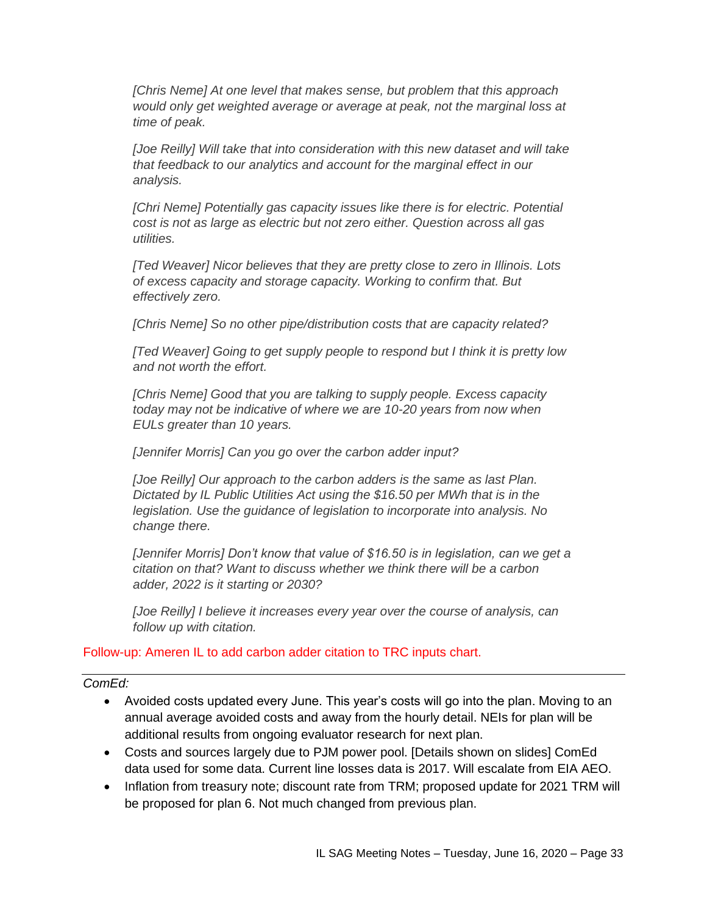*[Chris Neme] At one level that makes sense, but problem that this approach would only get weighted average or average at peak, not the marginal loss at time of peak.*

*[Joe Reilly] Will take that into consideration with this new dataset and will take that feedback to our analytics and account for the marginal effect in our analysis.*

*[Chri Neme] Potentially gas capacity issues like there is for electric. Potential cost is not as large as electric but not zero either. Question across all gas utilities.*

*[Ted Weaver] Nicor believes that they are pretty close to zero in Illinois. Lots of excess capacity and storage capacity. Working to confirm that. But effectively zero.*

*[Chris Neme] So no other pipe/distribution costs that are capacity related?*

*[Ted Weaver] Going to get supply people to respond but I think it is pretty low and not worth the effort.*

*[Chris Neme] Good that you are talking to supply people. Excess capacity today may not be indicative of where we are 10-20 years from now when EULs greater than 10 years.*

*[Jennifer Morris] Can you go over the carbon adder input?*

*[Joe Reilly] Our approach to the carbon adders is the same as last Plan. Dictated by IL Public Utilities Act using the $16.50 per MWh that is in the legislation. Use the guidance of legislation to incorporate into analysis. No change there.*

*[Jennifer Morris] Don't know that value of $16.50 is in legislation, can we get a citation on that? Want to discuss whether we think there will be a carbon adder, 2022 is it starting or 2030?*

*[Joe Reilly] I believe it increases every year over the course of analysis, can follow up with citation.*

Follow-up: Ameren IL to add carbon adder citation to TRC inputs chart.

---

*ComEd:*

- Avoided costs updated every June. This year's costs will go into the plan. Moving to an annual average avoided costs and away from the hourly detail. NEIs for plan will be additional results from ongoing evaluator research for next plan.
- Costs and sources largely due to PJM power pool. [Details shown on slides] ComEd data used for some data. Current line losses data is 2017. Will escalate from EIA AEO.
- Inflation from treasury note; discount rate from TRM; proposed update for 2021 TRM will be proposed for plan 6. Not much changed from previous plan.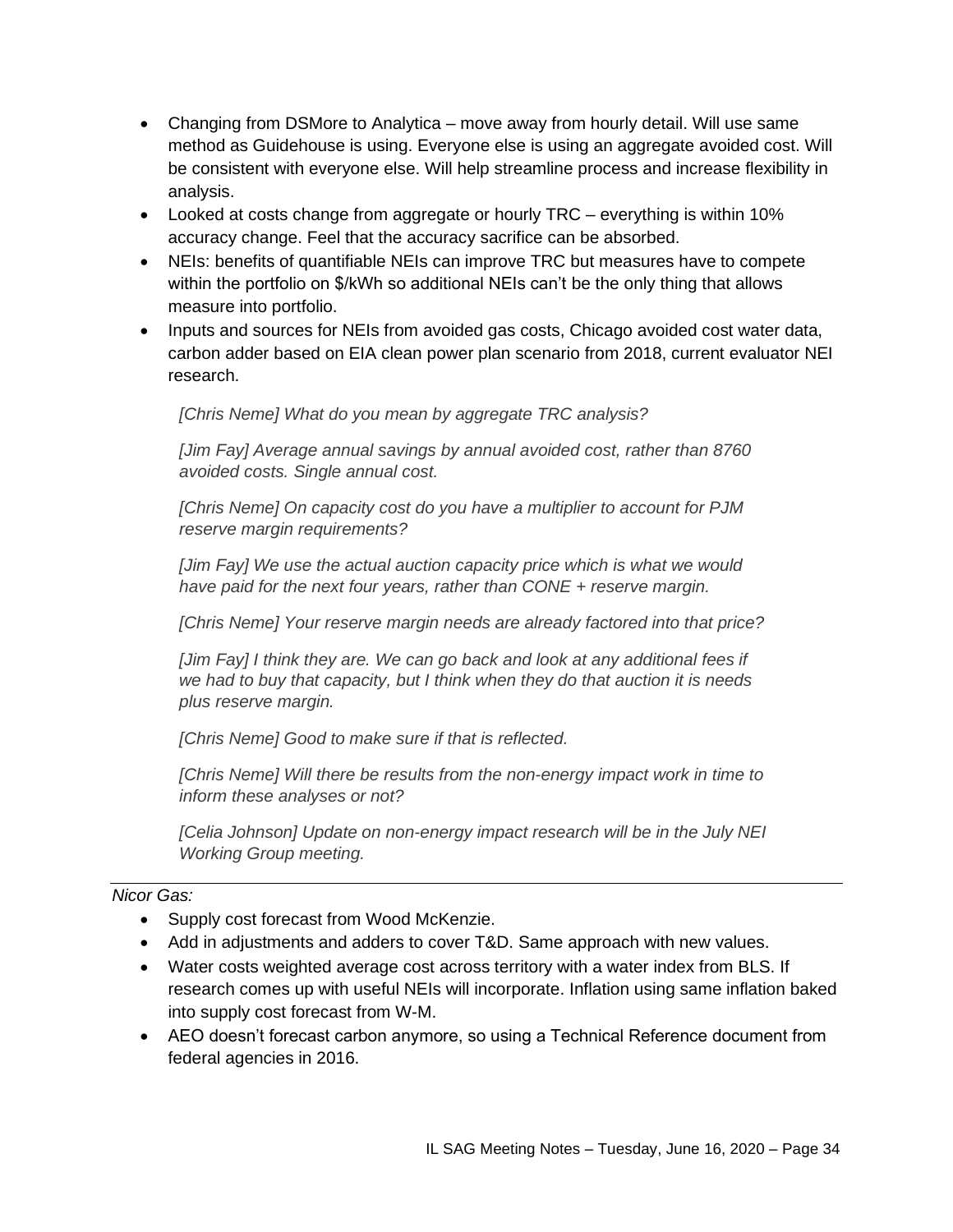- Changing from DSMore to Analytica – move away from hourly detail. Will use same method as Guidehouse is using. Everyone else is using an aggregate avoided cost. Will be consistent with everyone else. Will help streamline process and increase flexibility in analysis.
- Looked at costs change from aggregate or hourly TRC – everything is within 10% accuracy change. Feel that the accuracy sacrifice can be absorbed.
- NEIs: benefits of quantifiable NEIs can improve TRC but measures have to compete within the portfolio on $/kWh so additional NEIs can't be the only thing that allows measure into portfolio.
- Inputs and sources for NEIs from avoided gas costs, Chicago avoided cost water data, carbon adder based on EIA clean power plan scenario from 2018, current evaluator NEI research.

*[Chris Neme] What do you mean by aggregate TRC analysis?*

*[Jim Fay] Average annual savings by annual avoided cost, rather than 8760 avoided costs. Single annual cost.*

*[Chris Neme] On capacity cost do you have a multiplier to account for PJM reserve margin requirements?*

*[Jim Fay] We use the actual auction capacity price which is what we would have paid for the next four years, rather than CONE + reserve margin.*

*[Chris Neme] Your reserve margin needs are already factored into that price?*

*[Jim Fay] I think they are. We can go back and look at any additional fees if we had to buy that capacity, but I think when they do that auction it is needs plus reserve margin.*

*[Chris Neme] Good to make sure if that is reflected.*

*[Chris Neme] Will there be results from the non-energy impact work in time to inform these analyses or not?*

*[Celia Johnson] Update on non-energy impact research will be in the July NEI Working Group meeting.*

---

*Nicor Gas:*

- Supply cost forecast from Wood McKenzie.
- Add in adjustments and adders to cover T&D. Same approach with new values.
- Water costs weighted average cost across territory with a water index from BLS. If research comes up with useful NEIs will incorporate. Inflation using same inflation baked into supply cost forecast from W-M.
- AEO doesn't forecast carbon anymore, so using a Technical Reference document from federal agencies in 2016.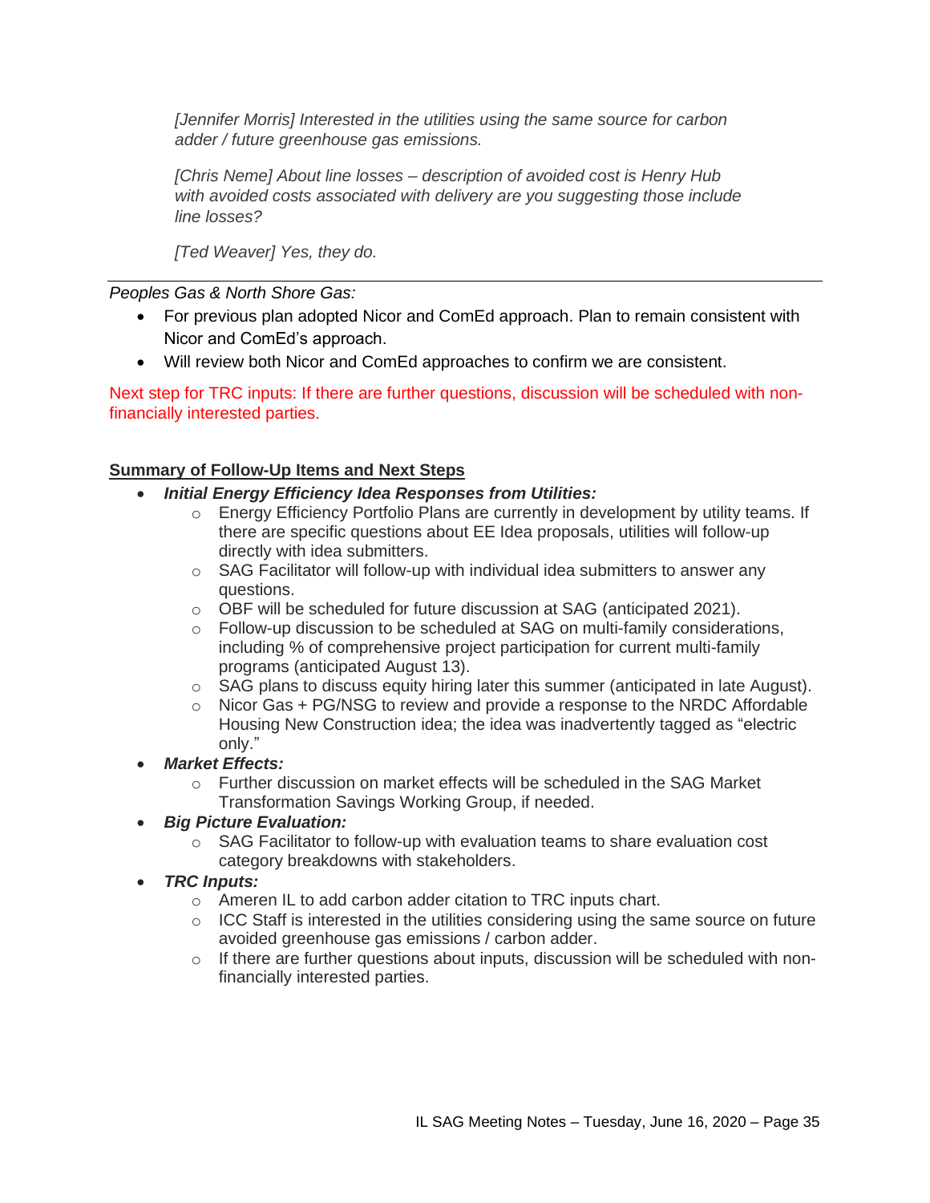*[Jennifer Morris] Interested in the utilities using the same source for carbon adder / future greenhouse gas emissions.*

*[Chris Neme] About line losses – description of avoided cost is Henry Hub with avoided costs associated with delivery are you suggesting those include line losses?*

*[Ted Weaver] Yes, they do.*

---

*Peoples Gas & North Shore Gas:*

- For previous plan adopted Nicor and ComEd approach. Plan to remain consistent with Nicor and ComEd's approach.
- Will review both Nicor and ComEd approaches to confirm we are consistent.

Next step for TRC inputs: If there are further questions, discussion will be scheduled with non-financially interested parties.

**Summary of Follow-Up Items and Next Steps**

- ***Initial Energy Efficiency Idea Responses from Utilities:***
  - Energy Efficiency Portfolio Plans are currently in development by utility teams. If there are specific questions about EE Idea proposals, utilities will follow-up directly with idea submitters.
  - SAG Facilitator will follow-up with individual idea submitters to answer any questions.
  - OBF will be scheduled for future discussion at SAG (anticipated 2021).
  - Follow-up discussion to be scheduled at SAG on multi-family considerations, including % of comprehensive project participation for current multi-family programs (anticipated August 13).
  - SAG plans to discuss equity hiring later this summer (anticipated in late August).
  - Nicor Gas + PG/NSG to review and provide a response to the NRDC Affordable Housing New Construction idea; the idea was inadvertently tagged as "electric only."
- ***Market Effects:***
  - Further discussion on market effects will be scheduled in the SAG Market Transformation Savings Working Group, if needed.
- ***Big Picture Evaluation:***
  - SAG Facilitator to follow-up with evaluation teams to share evaluation cost category breakdowns with stakeholders.
- ***TRC Inputs:***
  - Ameren IL to add carbon adder citation to TRC inputs chart.
  - ICC Staff is interested in the utilities considering using the same source on future avoided greenhouse gas emissions / carbon adder.
  - If there are further questions about inputs, discussion will be scheduled with non-financially interested parties.